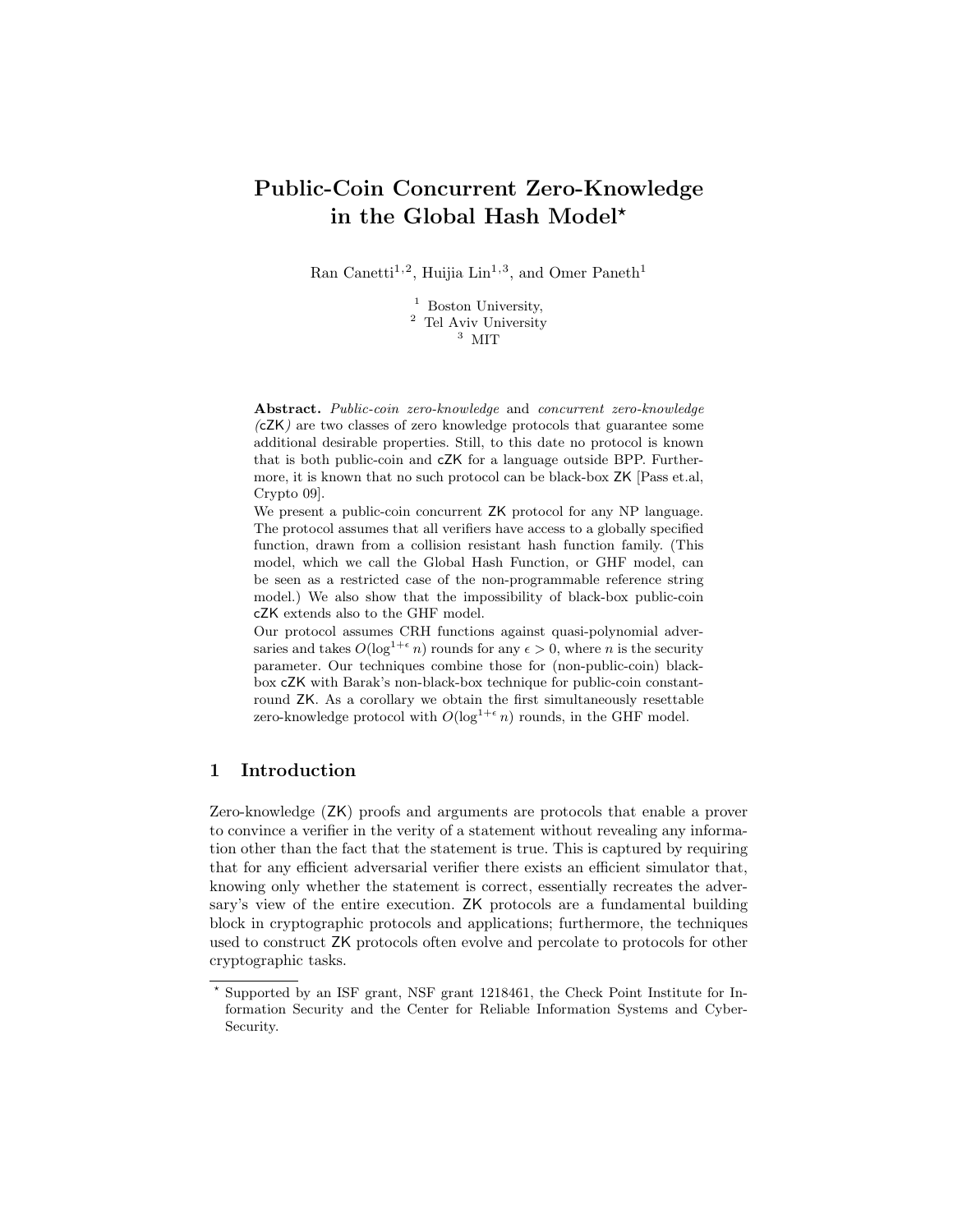# Public-Coin Concurrent Zero-Knowledge in the Global Hash Model*

Ran Canetti[1,2], Huijia Lin[1,3], and Omer Paneth[1]

[1] Boston University,
[2] Tel Aviv University
[3] MIT

**Abstract.** *Public-coin zero-knowledge* and *concurrent zero-knowledge* (cZK) are two classes of zero knowledge protocols that guarantee some additional desirable properties. Still, to this date no protocol is known that is both public-coin and cZK for a language outside BPP. Furthermore, it is known that no such protocol can be black-box ZK [Pass et.al, Crypto 09].

We present a public-coin concurrent ZK protocol for any NP language. The protocol assumes that all verifiers have access to a globally specified function, drawn from a collision resistant hash function family. (This model, which we call the Global Hash Function, or GHF model, can be seen as a restricted case of the non-programmable reference string model.) We also show that the impossibility of black-box public-coin cZK extends also to the GHF model.

Our protocol assumes CRH functions against quasi-polynomial adversaries and takes $O(\log^{1+\epsilon} n)$ rounds for any $\epsilon > 0$, where $n$ is the security parameter. Our techniques combine those for (non-public-coin) black-box cZK with Barak's non-black-box technique for public-coin constant-round ZK. As a corollary we obtain the first simultaneously resettable zero-knowledge protocol with $O(\log^{1+\epsilon} n)$ rounds, in the GHF model.

## 1 Introduction

Zero-knowledge (ZK) proofs and arguments are protocols that enable a prover to convince a verifier in the verity of a statement without revealing any information other than the fact that the statement is true. This is captured by requiring that for any efficient adversarial verifier there exists an efficient simulator that, knowing only whether the statement is correct, essentially recreates the adversary's view of the entire execution. ZK protocols are a fundamental building block in cryptographic protocols and applications; furthermore, the techniques used to construct ZK protocols often evolve and percolate to protocols for other cryptographic tasks.

* Supported by an ISF grant, NSF grant 1218461, the Check Point Institute for Information Security and the Center for Reliable Information Systems and Cyber-Security.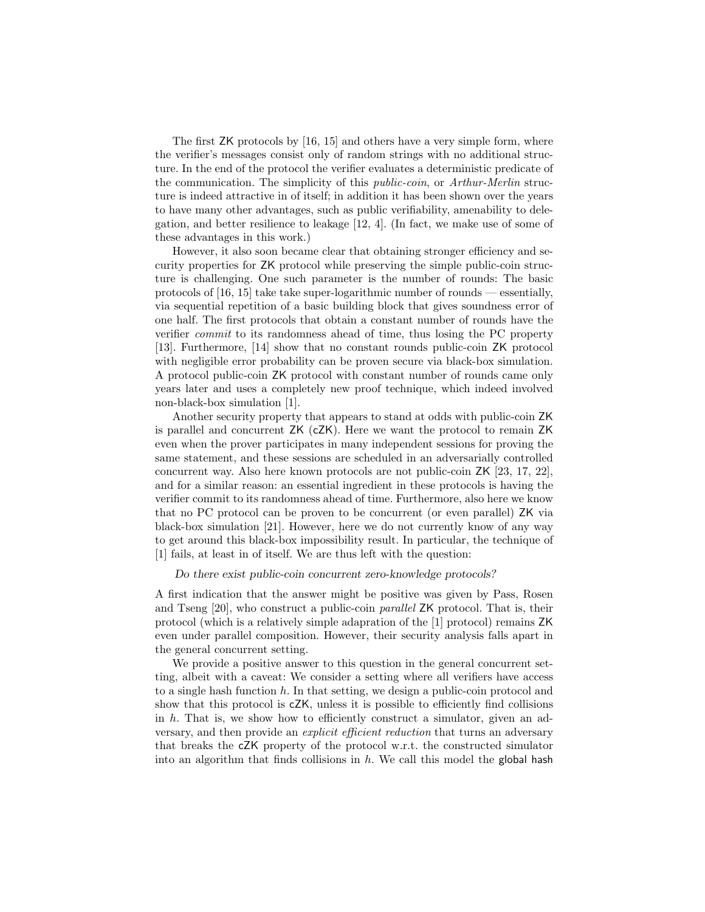The first ZK protocols by [16, 15] and others have a very simple form, where the verifier's messages consist only of random strings with no additional structure. In the end of the protocol the verifier evaluates a deterministic predicate of the communication. The simplicity of this *public-coin*, or *Arthur-Merlin* structure is indeed attractive in of itself; in addition it has been shown over the years to have many other advantages, such as public verifiability, amenability to delegation, and better resilience to leakage [12, 4]. (In fact, we make use of some of these advantages in this work.)

However, it also soon became clear that obtaining stronger efficiency and security properties for ZK protocol while preserving the simple public-coin structure is challenging. One such parameter is the number of rounds: The basic protocols of [16, 15] take take super-logarithmic number of rounds — essentially, via sequential repetition of a basic building block that gives soundness error of one half. The first protocols that obtain a constant number of rounds have the verifier *commit* to its randomness ahead of time, thus losing the PC property [13]. Furthermore, [14] show that no constant rounds public-coin ZK protocol with negligible error probability can be proven secure via black-box simulation. A protocol public-coin ZK protocol with constant number of rounds came only years later and uses a completely new proof technique, which indeed involved non-black-box simulation [1].

Another security property that appears to stand at odds with public-coin ZK is parallel and concurrent ZK (cZK). Here we want the protocol to remain ZK even when the prover participates in many independent sessions for proving the same statement, and these sessions are scheduled in an adversarially controlled concurrent way. Also here known protocols are not public-coin ZK [23, 17, 22], and for a similar reason: an essential ingredient in these protocols is having the verifier commit to its randomness ahead of time. Furthermore, also here we know that no PC protocol can be proven to be concurrent (or even parallel) ZK via black-box simulation [21]. However, here we do not currently know of any way to get around this black-box impossibility result. In particular, the technique of [1] fails, at least in of itself. We are thus left with the question:

*Do there exist public-coin concurrent zero-knowledge protocols?*

A first indication that the answer might be positive was given by Pass, Rosen and Tseng [20], who construct a public-coin *parallel* ZK protocol. That is, their protocol (which is a relatively simple adapration of the [1] protocol) remains ZK even under parallel composition. However, their security analysis falls apart in the general concurrent setting.

We provide a positive answer to this question in the general concurrent setting, albeit with a caveat: We consider a setting where all verifiers have access to a single hash function $h$. In that setting, we design a public-coin protocol and show that this protocol is cZK, unless it is possible to efficiently find collisions in $h$. That is, we show how to efficiently construct a simulator, given an adversary, and then provide an *explicit efficient reduction* that turns an adversary that breaks the cZK property of the protocol w.r.t. the constructed simulator into an algorithm that finds collisions in $h$. We call this model the global hash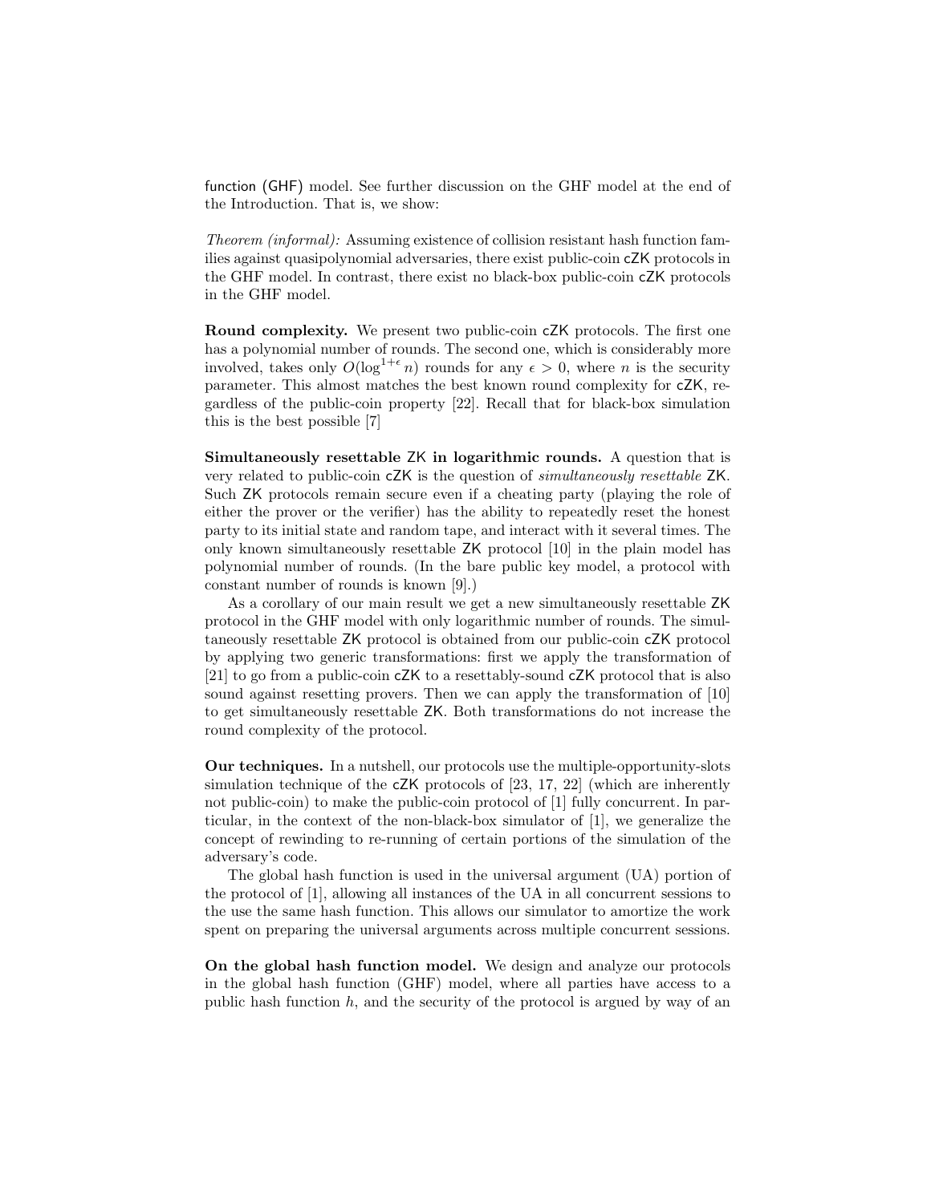function (GHF) model. See further discussion on the GHF model at the end of the Introduction. That is, we show:

*Theorem (informal):* Assuming existence of collision resistant hash function families against quasipolynomial adversaries, there exist public-coin cZK protocols in the GHF model. In contrast, there exist no black-box public-coin cZK protocols in the GHF model.

**Round complexity.** We present two public-coin cZK protocols. The first one has a polynomial number of rounds. The second one, which is considerably more involved, takes only $O(\log^{1+\epsilon} n)$ rounds for any $\epsilon > 0$, where $n$ is the security parameter. This almost matches the best known round complexity for cZK, regardless of the public-coin property [22]. Recall that for black-box simulation this is the best possible [7]

**Simultaneously resettable ZK in logarithmic rounds.** A question that is very related to public-coin cZK is the question of *simultaneously resettable* ZK. Such ZK protocols remain secure even if a cheating party (playing the role of either the prover or the verifier) has the ability to repeatedly reset the honest party to its initial state and random tape, and interact with it several times. The only known simultaneously resettable ZK protocol [10] in the plain model has polynomial number of rounds. (In the bare public key model, a protocol with constant number of rounds is known [9].)

As a corollary of our main result we get a new simultaneously resettable ZK protocol in the GHF model with only logarithmic number of rounds. The simultaneously resettable ZK protocol is obtained from our public-coin cZK protocol by applying two generic transformations: first we apply the transformation of [21] to go from a public-coin cZK to a resettably-sound cZK protocol that is also sound against resetting provers. Then we can apply the transformation of [10] to get simultaneously resettable ZK. Both transformations do not increase the round complexity of the protocol.

**Our techniques.** In a nutshell, our protocols use the multiple-opportunity-slots simulation technique of the cZK protocols of [23, 17, 22] (which are inherently not public-coin) to make the public-coin protocol of [1] fully concurrent. In particular, in the context of the non-black-box simulator of [1], we generalize the concept of rewinding to re-running of certain portions of the simulation of the adversary's code.

The global hash function is used in the universal argument (UA) portion of the protocol of [1], allowing all instances of the UA in all concurrent sessions to the use the same hash function. This allows our simulator to amortize the work spent on preparing the universal arguments across multiple concurrent sessions.

**On the global hash function model.** We design and analyze our protocols in the global hash function (GHF) model, where all parties have access to a public hash function $h$, and the security of the protocol is argued by way of an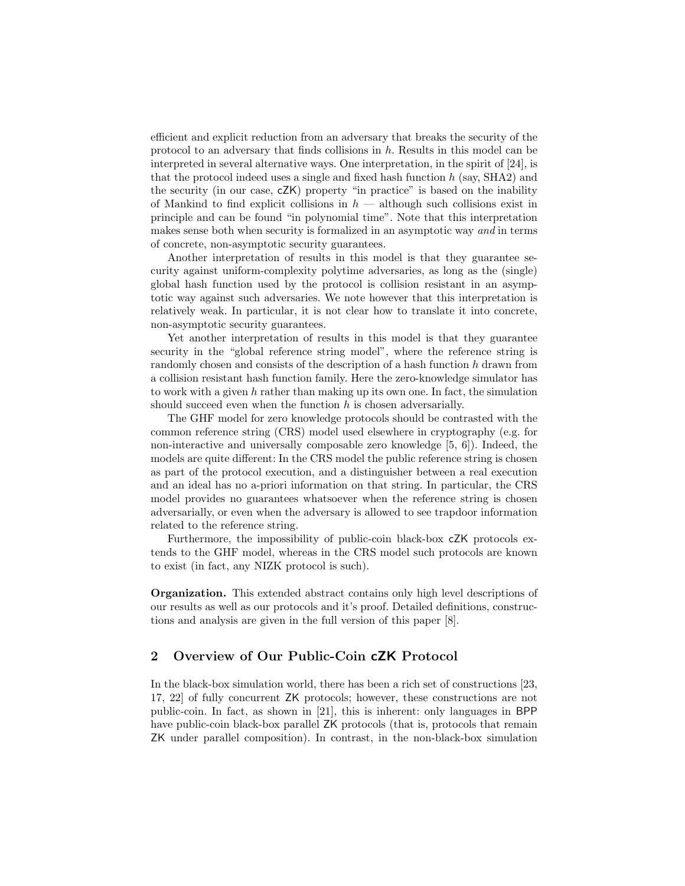efficient and explicit reduction from an adversary that breaks the security of the protocol to an adversary that finds collisions in $h$. Results in this model can be interpreted in several alternative ways. One interpretation, in the spirit of [24], is that the protocol indeed uses a single and fixed hash function $h$ (say, SHA2) and the security (in our case, cZK) property "in practice" is based on the inability of Mankind to find explicit collisions in $h$ — although such collisions exist in principle and can be found "in polynomial time". Note that this interpretation makes sense both when security is formalized in an asymptotic way *and* in terms of concrete, non-asymptotic security guarantees.

Another interpretation of results in this model is that they guarantee security against uniform-complexity polytime adversaries, as long as the (single) global hash function used by the protocol is collision resistant in an asymptotic way against such adversaries. We note however that this interpretation is relatively weak. In particular, it is not clear how to translate it into concrete, non-asymptotic security guarantees.

Yet another interpretation of results in this model is that they guarantee security in the "global reference string model", where the reference string is randomly chosen and consists of the description of a hash function $h$ drawn from a collision resistant hash function family. Here the zero-knowledge simulator has to work with a given $h$ rather than making up its own one. In fact, the simulation should succeed even when the function $h$ is chosen adversarially.

The GHF model for zero knowledge protocols should be contrasted with the common reference string (CRS) model used elsewhere in cryptography (e.g. for non-interactive and universally composable zero knowledge [5, 6]). Indeed, the models are quite different: In the CRS model the public reference string is chosen as part of the protocol execution, and a distinguisher between a real execution and an ideal has no a-priori information on that string. In particular, the CRS model provides no guarantees whatsoever when the reference string is chosen adversarially, or even when the adversary is allowed to see trapdoor information related to the reference string.

Furthermore, the impossibility of public-coin black-box cZK protocols extends to the GHF model, whereas in the CRS model such protocols are known to exist (in fact, any NIZK protocol is such).

**Organization.** This extended abstract contains only high level descriptions of our results as well as our protocols and it's proof. Detailed definitions, constructions and analysis are given in the full version of this paper [8].

## 2 Overview of Our Public-Coin cZK Protocol

In the black-box simulation world, there has been a rich set of constructions [23, 17, 22] of fully concurrent ZK protocols; however, these constructions are not public-coin. In fact, as shown in [21], this is inherent: only languages in BPP have public-coin black-box parallel ZK protocols (that is, protocols that remain ZK under parallel composition). In contrast, in the non-black-box simulation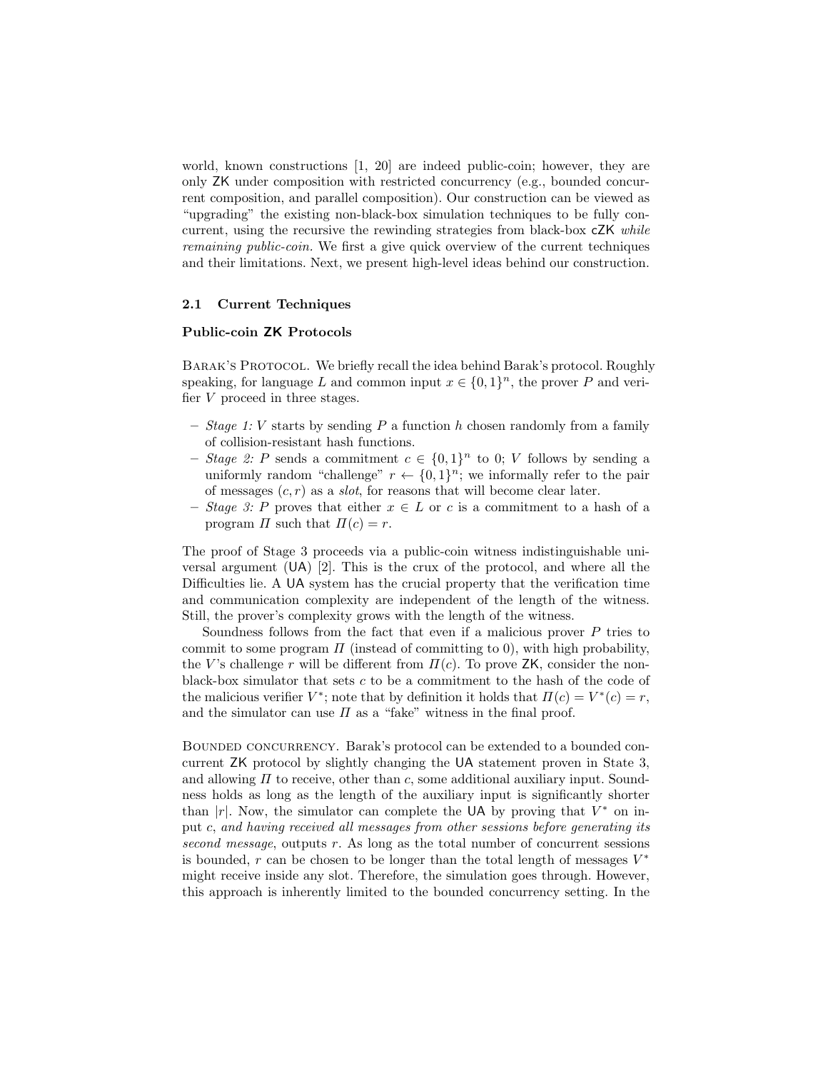world, known constructions [1, 20] are indeed public-coin; however, they are only ZK under composition with restricted concurrency (e.g., bounded concurrent composition, and parallel composition). Our construction can be viewed as "upgrading" the existing non-black-box simulation techniques to be fully concurrent, using the recursive the rewinding strategies from black-box cZK *while remaining public-coin.* We first a give quick overview of the current techniques and their limitations. Next, we present high-level ideas behind our construction.

### 2.1 Current Techniques

**Public-coin ZK Protocols**

Barak's Protocol. We briefly recall the idea behind Barak's protocol. Roughly speaking, for language $L$ and common input $x \in \{0,1\}^n$, the prover $P$ and verifier $V$ proceed in three stages.

- *Stage 1:* $V$ starts by sending $P$ a function $h$ chosen randomly from a family of collision-resistant hash functions.
- *Stage 2:* $P$ sends a commitment $c \in \{0,1\}^n$ to 0; $V$ follows by sending a uniformly random "challenge" $r \leftarrow \{0,1\}^n$; we informally refer to the pair of messages $(c, r)$ as a *slot*, for reasons that will become clear later.
- *Stage 3:* $P$ proves that either $x \in L$ or $c$ is a commitment to a hash of a program $\Pi$ such that $\Pi(c) = r$.

The proof of Stage 3 proceeds via a public-coin witness indistinguishable universal argument (UA) [2]. This is the crux of the protocol, and where all the Difficulties lie. A UA system has the crucial property that the verification time and communication complexity are independent of the length of the witness. Still, the prover's complexity grows with the length of the witness.

Soundness follows from the fact that even if a malicious prover $P$ tries to commit to some program $\Pi$ (instead of committing to 0), with high probability, the $V$'s challenge $r$ will be different from $\Pi(c)$. To prove ZK, consider the non-black-box simulator that sets $c$ to be a commitment to the hash of the code of the malicious verifier $V^*$; note that by definition it holds that $\Pi(c) = V^*(c) = r$, and the simulator can use $\Pi$ as a "fake" witness in the final proof.

Bounded concurrency. Barak's protocol can be extended to a bounded concurrent ZK protocol by slightly changing the UA statement proven in State 3, and allowing $\Pi$ to receive, other than $c$, some additional auxiliary input. Soundness holds as long as the length of the auxiliary input is significantly shorter than $|r|$. Now, the simulator can complete the UA by proving that $V^*$ on input $c$, *and having received all messages from other sessions before generating its second message*, outputs $r$. As long as the total number of concurrent sessions is bounded, $r$ can be chosen to be longer than the total length of messages $V^*$ might receive inside any slot. Therefore, the simulation goes through. However, this approach is inherently limited to the bounded concurrency setting. In the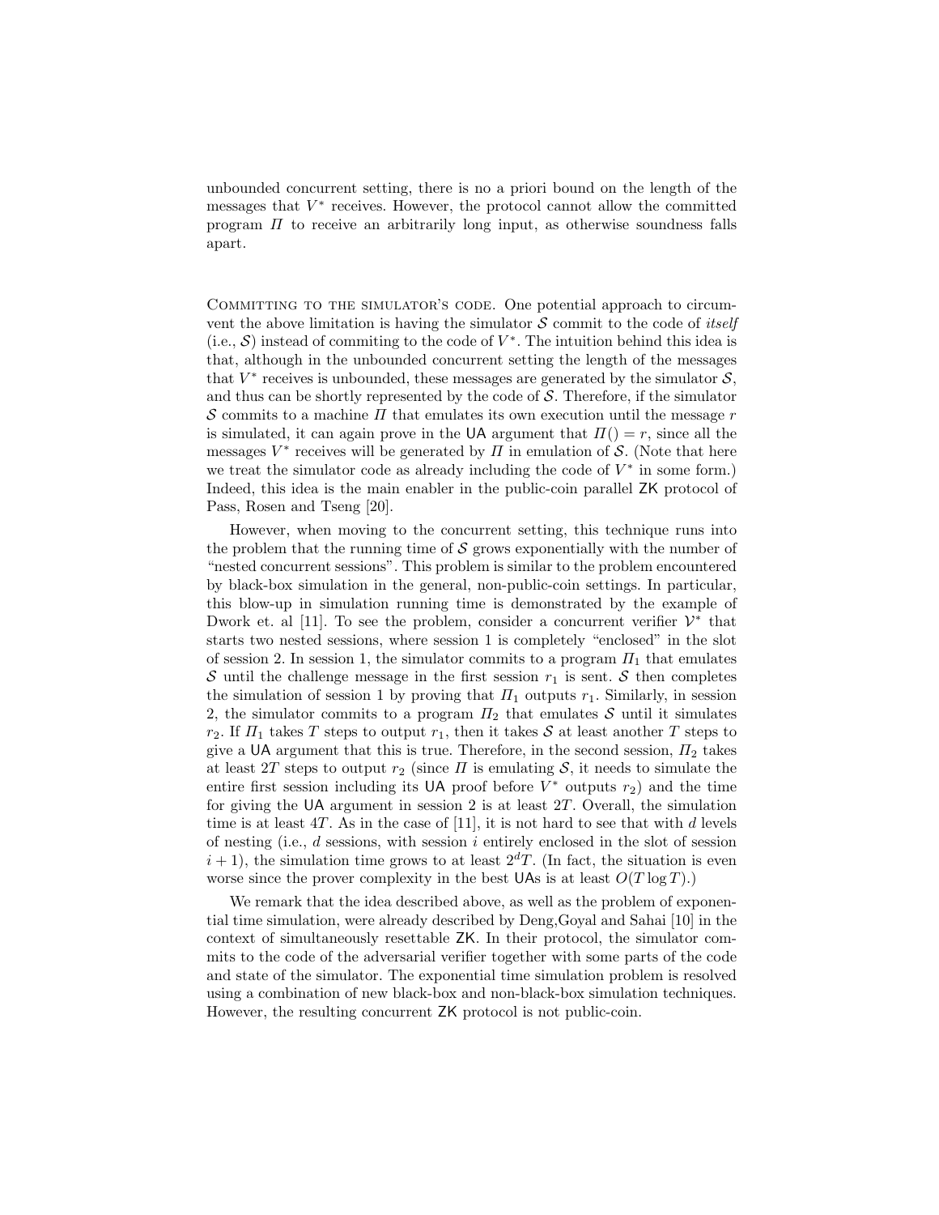unbounded concurrent setting, there is no a priori bound on the length of the messages that $V^*$ receives. However, the protocol cannot allow the committed program $\Pi$ to receive an arbitrarily long input, as otherwise soundness falls apart.

Committing to the simulator's code. One potential approach to circumvent the above limitation is having the simulator $\mathcal{S}$ commit to the code of *itself* (i.e., $\mathcal{S}$) instead of commiting to the code of $V^*$. The intuition behind this idea is that, although in the unbounded concurrent setting the length of the messages that $V^*$ receives is unbounded, these messages are generated by the simulator $\mathcal{S}$, and thus can be shortly represented by the code of $\mathcal{S}$. Therefore, if the simulator $\mathcal{S}$ commits to a machine $\Pi$ that emulates its own execution until the message $r$ is simulated, it can again prove in the UA argument that $\Pi() = r$, since all the messages $V^*$ receives will be generated by $\Pi$ in emulation of $\mathcal{S}$. (Note that here we treat the simulator code as already including the code of $V^*$ in some form.) Indeed, this idea is the main enabler in the public-coin parallel ZK protocol of Pass, Rosen and Tseng [20].

However, when moving to the concurrent setting, this technique runs into the problem that the running time of $\mathcal{S}$ grows exponentially with the number of "nested concurrent sessions". This problem is similar to the problem encountered by black-box simulation in the general, non-public-coin settings. In particular, this blow-up in simulation running time is demonstrated by the example of Dwork et. al [11]. To see the problem, consider a concurrent verifier $\mathcal{V}^*$ that starts two nested sessions, where session 1 is completely "enclosed" in the slot of session 2. In session 1, the simulator commits to a program $\Pi_1$ that emulates $\mathcal{S}$ until the challenge message in the first session $r_1$ is sent. $\mathcal{S}$ then completes the simulation of session 1 by proving that $\Pi_1$ outputs $r_1$. Similarly, in session 2, the simulator commits to a program $\Pi_2$ that emulates $\mathcal{S}$ until it simulates $r_2$. If $\Pi_1$ takes $T$ steps to output $r_1$, then it takes $\mathcal{S}$ at least another $T$ steps to give a UA argument that this is true. Therefore, in the second session, $\Pi_2$ takes at least $2T$ steps to output $r_2$ (since $\Pi$ is emulating $\mathcal{S}$, it needs to simulate the entire first session including its UA proof before $V^*$ outputs $r_2$) and the time for giving the UA argument in session 2 is at least $2T$. Overall, the simulation time is at least $4T$. As in the case of [11], it is not hard to see that with $d$ levels of nesting (i.e., $d$ sessions, with session $i$ entirely enclosed in the slot of session $i+1$), the simulation time grows to at least $2^d T$. (In fact, the situation is even worse since the prover complexity in the best UAs is at least $O(T \log T)$.)

We remark that the idea described above, as well as the problem of exponential time simulation, were already described by Deng,Goyal and Sahai [10] in the context of simultaneously resettable ZK. In their protocol, the simulator commits to the code of the adversarial verifier together with some parts of the code and state of the simulator. The exponential time simulation problem is resolved using a combination of new black-box and non-black-box simulation techniques. However, the resulting concurrent ZK protocol is not public-coin.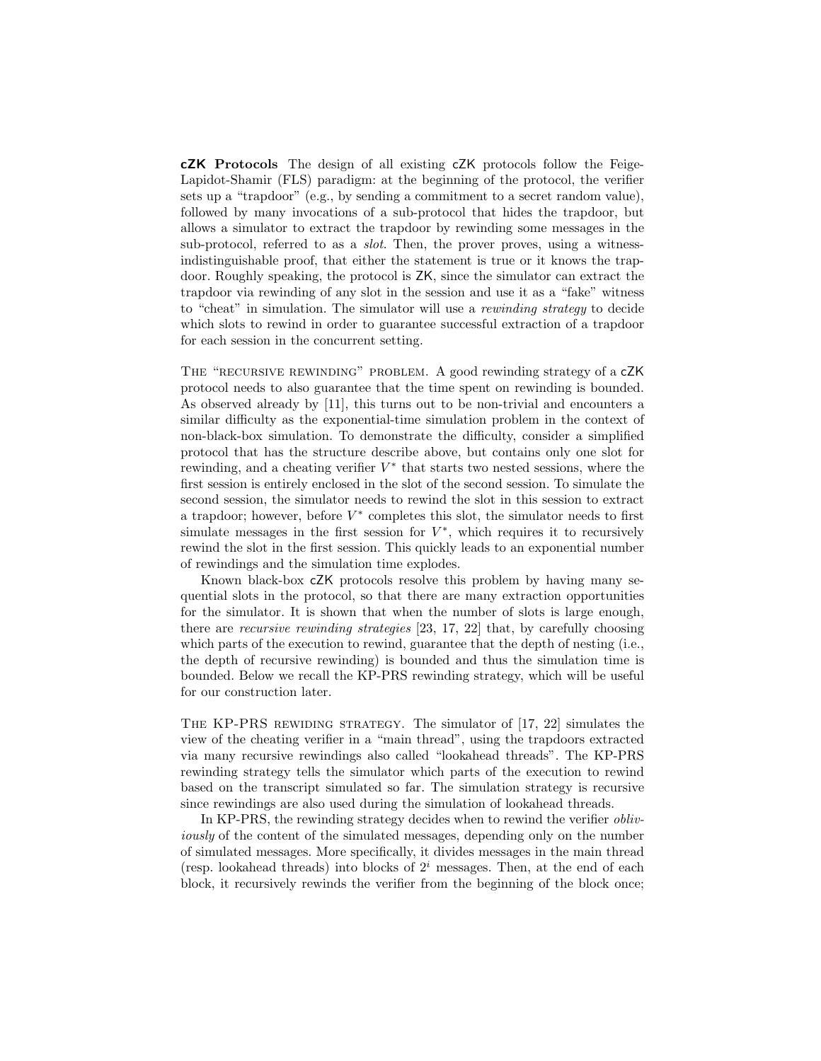**cZK Protocols** The design of all existing cZK protocols follow the Feige-Lapidot-Shamir (FLS) paradigm: at the beginning of the protocol, the verifier sets up a "trapdoor" (e.g., by sending a commitment to a secret random value), followed by many invocations of a sub-protocol that hides the trapdoor, but allows a simulator to extract the trapdoor by rewinding some messages in the sub-protocol, referred to as a *slot*. Then, the prover proves, using a witness-indistinguishable proof, that either the statement is true or it knows the trapdoor. Roughly speaking, the protocol is ZK, since the simulator can extract the trapdoor via rewinding of any slot in the session and use it as a "fake" witness to "cheat" in simulation. The simulator will use a *rewinding strategy* to decide which slots to rewind in order to guarantee successful extraction of a trapdoor for each session in the concurrent setting.

THE "RECURSIVE REWINDING" PROBLEM. A good rewinding strategy of a cZK protocol needs to also guarantee that the time spent on rewinding is bounded. As observed already by [11], this turns out to be non-trivial and encounters a similar difficulty as the exponential-time simulation problem in the context of non-black-box simulation. To demonstrate the difficulty, consider a simplified protocol that has the structure describe above, but contains only one slot for rewinding, and a cheating verifier $V^*$ that starts two nested sessions, where the first session is entirely enclosed in the slot of the second session. To simulate the second session, the simulator needs to rewind the slot in this session to extract a trapdoor; however, before $V^*$ completes this slot, the simulator needs to first simulate messages in the first session for $V^*$, which requires it to recursively rewind the slot in the first session. This quickly leads to an exponential number of rewindings and the simulation time explodes.

Known black-box cZK protocols resolve this problem by having many sequential slots in the protocol, so that there are many extraction opportunities for the simulator. It is shown that when the number of slots is large enough, there are *recursive rewinding strategies* [23, 17, 22] that, by carefully choosing which parts of the execution to rewind, guarantee that the depth of nesting (i.e., the depth of recursive rewinding) is bounded and thus the simulation time is bounded. Below we recall the KP-PRS rewinding strategy, which will be useful for our construction later.

THE KP-PRS REWIDING STRATEGY. The simulator of [17, 22] simulates the view of the cheating verifier in a "main thread", using the trapdoors extracted via many recursive rewindings also called "lookahead threads". The KP-PRS rewinding strategy tells the simulator which parts of the execution to rewind based on the transcript simulated so far. The simulation strategy is recursive since rewindings are also used during the simulation of lookahead threads.

In KP-PRS, the rewinding strategy decides when to rewind the verifier *obliviously* of the content of the simulated messages, depending only on the number of simulated messages. More specifically, it divides messages in the main thread (resp. lookahead threads) into blocks of $2^i$ messages. Then, at the end of each block, it recursively rewinds the verifier from the beginning of the block once;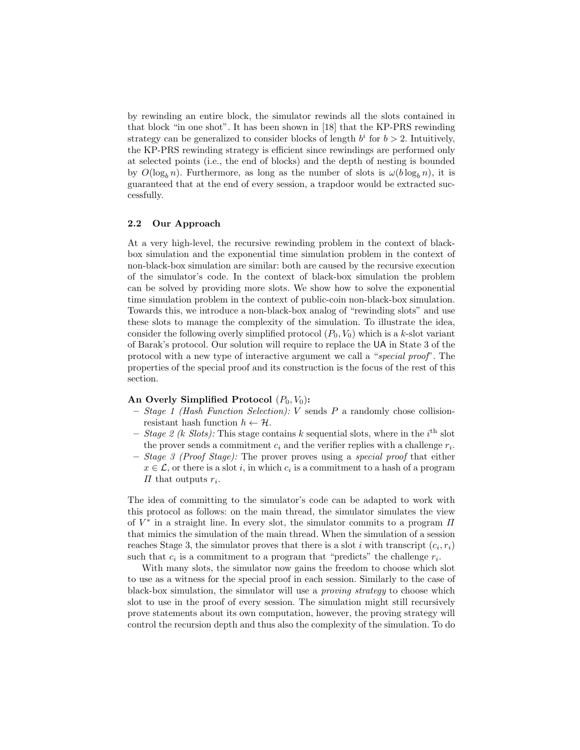by rewinding an entire block, the simulator rewinds all the slots contained in that block "in one shot". It has been shown in [18] that the KP-PRS rewinding strategy can be generalized to consider blocks of length $b^i$ for $b > 2$. Intuitively, the KP-PRS rewinding strategy is efficient since rewindings are performed only at selected points (i.e., the end of blocks) and the depth of nesting is bounded by $O(\log_b n)$. Furthermore, as long as the number of slots is $\omega(b \log_b n)$, it is guaranteed that at the end of every session, a trapdoor would be extracted successfully.

### 2.2 Our Approach

At a very high-level, the recursive rewinding problem in the context of black-box simulation and the exponential time simulation problem in the context of non-black-box simulation are similar: both are caused by the recursive execution of the simulator's code. In the context of black-box simulation the problem can be solved by providing more slots. We show how to solve the exponential time simulation problem in the context of public-coin non-black-box simulation. Towards this, we introduce a non-black-box analog of "rewinding slots" and use these slots to manage the complexity of the simulation. To illustrate the idea, consider the following overly simplified protocol $(P_0, V_0)$ which is a $k$-slot variant of Barak's protocol. Our solution will require to replace the UA in State 3 of the protocol with a new type of interactive argument we call a "*special proof*". The properties of the special proof and its construction is the focus of the rest of this section.

**An Overly Simplified Protocol** $(P_0, V_0)$**:**

- *Stage 1 (Hash Function Selection):* $V$ sends $P$ a randomly chose collision-resistant hash function $h \leftarrow \mathcal{H}$.
- *Stage 2 (k Slots):* This stage contains $k$ sequential slots, where in the $i^{\text{th}}$ slot the prover sends a commitment $c_i$ and the verifier replies with a challenge $r_i$.
- *Stage 3 (Proof Stage):* The prover proves using a *special proof* that either $x \in \mathcal{L}$, or there is a slot $i$, in which $c_i$ is a commitment to a hash of a program $\Pi$ that outputs $r_i$.

The idea of committing to the simulator's code can be adapted to work with this protocol as follows: on the main thread, the simulator simulates the view of $V^*$ in a straight line. In every slot, the simulator commits to a program $\Pi$ that mimics the simulation of the main thread. When the simulation of a session reaches Stage 3, the simulator proves that there is a slot $i$ with transcript $(c_i, r_i)$ such that $c_i$ is a commitment to a program that "predicts" the challenge $r_i$.

With many slots, the simulator now gains the freedom to choose which slot to use as a witness for the special proof in each session. Similarly to the case of black-box simulation, the simulator will use a *proving strategy* to choose which slot to use in the proof of every session. The simulation might still recursively prove statements about its own computation, however, the proving strategy will control the recursion depth and thus also the complexity of the simulation. To do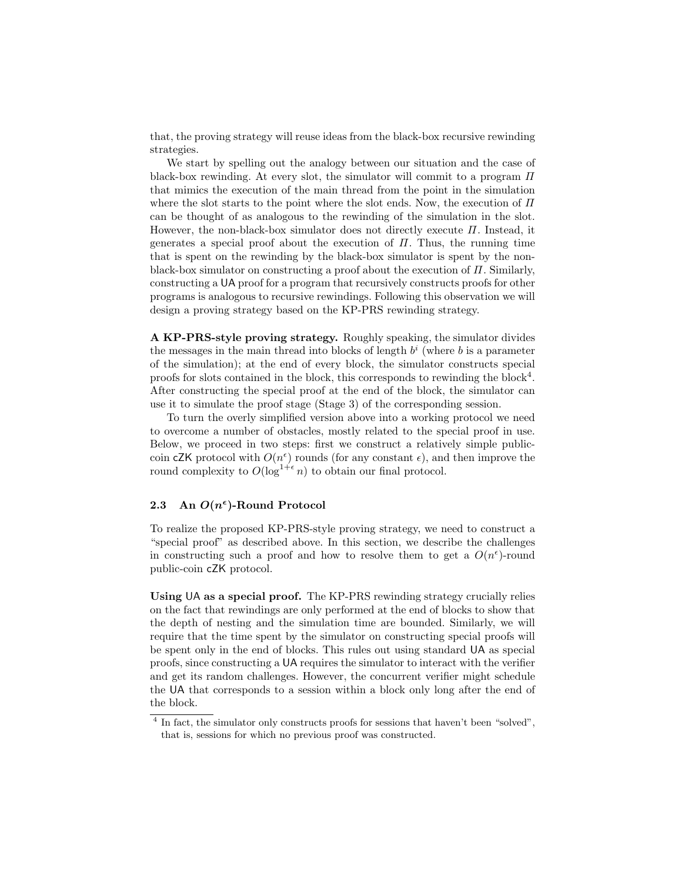that, the proving strategy will reuse ideas from the black-box recursive rewinding strategies.

We start by spelling out the analogy between our situation and the case of black-box rewinding. At every slot, the simulator will commit to a program $\Pi$ that mimics the execution of the main thread from the point in the simulation where the slot starts to the point where the slot ends. Now, the execution of $\Pi$ can be thought of as analogous to the rewinding of the simulation in the slot. However, the non-black-box simulator does not directly execute $\Pi$. Instead, it generates a special proof about the execution of $\Pi$. Thus, the running time that is spent on the rewinding by the black-box simulator is spent by the non-black-box simulator on constructing a proof about the execution of $\Pi$. Similarly, constructing a UA proof for a program that recursively constructs proofs for other programs is analogous to recursive rewindings. Following this observation we will design a proving strategy based on the KP-PRS rewinding strategy.

**A KP-PRS-style proving strategy.** Roughly speaking, the simulator divides the messages in the main thread into blocks of length $b^i$ (where $b$ is a parameter of the simulation); at the end of every block, the simulator constructs special proofs for slots contained in the block, this corresponds to rewinding the block[4]. After constructing the special proof at the end of the block, the simulator can use it to simulate the proof stage (Stage 3) of the corresponding session.

To turn the overly simplified version above into a working protocol we need to overcome a number of obstacles, mostly related to the special proof in use. Below, we proceed in two steps: first we construct a relatively simple public-coin cZK protocol with $O(n^\epsilon)$ rounds (for any constant $\epsilon$), and then improve the round complexity to $O(\log^{1+\epsilon} n)$ to obtain our final protocol.

### 2.3 An $O(n^\epsilon)$-Round Protocol

To realize the proposed KP-PRS-style proving strategy, we need to construct a "special proof" as described above. In this section, we describe the challenges in constructing such a proof and how to resolve them to get a $O(n^\epsilon)$-round public-coin cZK protocol.

**Using UA as a special proof.** The KP-PRS rewinding strategy crucially relies on the fact that rewindings are only performed at the end of blocks to show that the depth of nesting and the simulation time are bounded. Similarly, we will require that the time spent by the simulator on constructing special proofs will be spent only in the end of blocks. This rules out using standard UA as special proofs, since constructing a UA requires the simulator to interact with the verifier and get its random challenges. However, the concurrent verifier might schedule the UA that corresponds to a session within a block only long after the end of the block.

[4] In fact, the simulator only constructs proofs for sessions that haven't been "solved", that is, sessions for which no previous proof was constructed.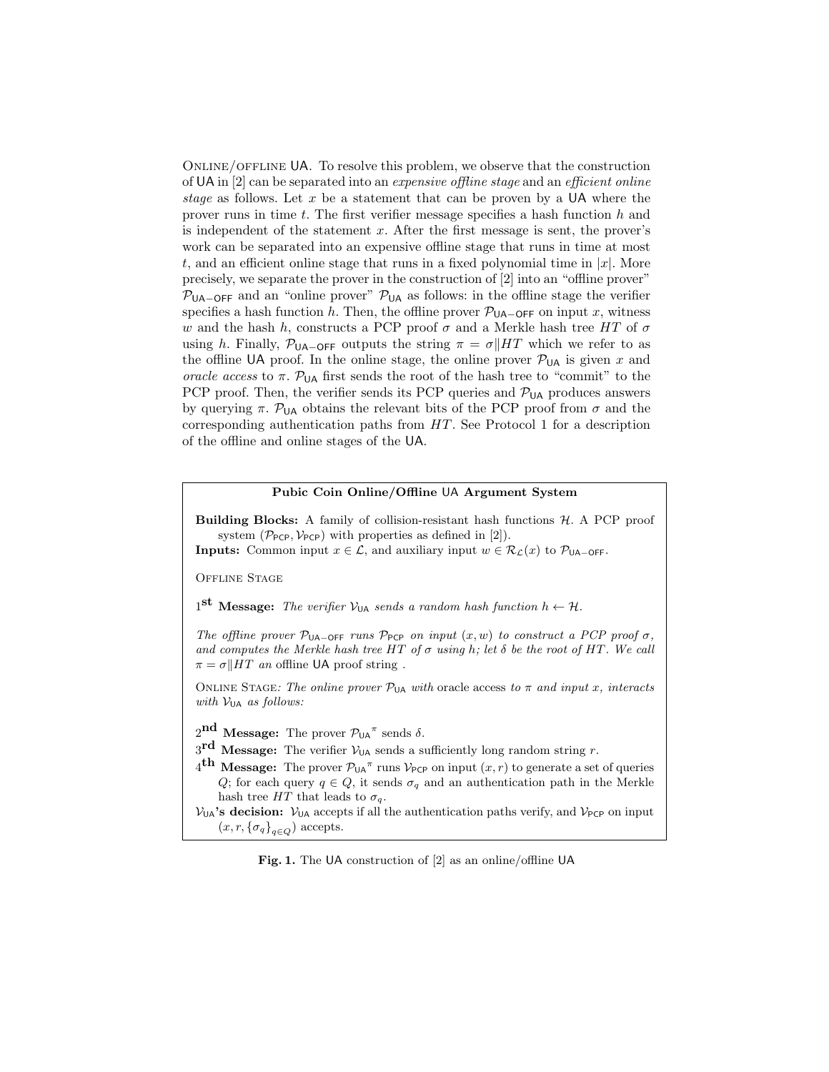**Online/offline UA.** To resolve this problem, we observe that the construction of UA in [2] can be separated into an *expensive offline stage* and an *efficient online stage* as follows. Let $x$ be a statement that can be proven by a UA where the prover runs in time $t$. The first verifier message specifies a hash function $h$ and is independent of the statement $x$. After the first message is sent, the prover's work can be separated into an expensive offline stage that runs in time at most $t$, and an efficient online stage that runs in a fixed polynomial time in $|x|$. More precisely, we separate the prover in the construction of [2] into an "offline prover" $\mathcal{P}_{\mathsf{UA-OFF}}$ and an "online prover" $\mathcal{P}_{\mathsf{UA}}$ as follows: in the offline stage the verifier specifies a hash function $h$. Then, the offline prover $\mathcal{P}_{\mathsf{UA-OFF}}$ on input $x$, witness $w$ and the hash $h$, constructs a PCP proof $\sigma$ and a Merkle hash tree $HT$ of $\sigma$ using $h$. Finally, $\mathcal{P}_{\mathsf{UA-OFF}}$ outputs the string $\pi = \sigma \| HT$ which we refer to as the offline UA proof. In the online stage, the online prover $\mathcal{P}_{\mathsf{UA}}$ is given $x$ and *oracle access* to $\pi$. $\mathcal{P}_{\mathsf{UA}}$ first sends the root of the hash tree to "commit" to the PCP proof. Then, the verifier sends its PCP queries and $\mathcal{P}_{\mathsf{UA}}$ produces answers by querying $\pi$. $\mathcal{P}_{\mathsf{UA}}$ obtains the relevant bits of the PCP proof from $\sigma$ and the corresponding authentication paths from $HT$. See Protocol 1 for a description of the offline and online stages of the UA.

---

**Pubic Coin Online/Offline UA Argument System**

**Building Blocks:** A family of collision-resistant hash functions $\mathcal{H}$. A PCP proof system $(\mathcal{P}_{\mathsf{PCP}}, \mathcal{V}_{\mathsf{PCP}})$ with properties as defined in [2]).

**Inputs:** Common input $x \in \mathcal{L}$, and auxiliary input $w \in \mathcal{R}_{\mathcal{L}}(x)$ to $\mathcal{P}_{\mathsf{UA-OFF}}$.

Offline Stage

**1st Message:** *The verifier $\mathcal{V}_{\mathsf{UA}}$ sends a random hash function $h \leftarrow \mathcal{H}$.*

*The offline prover $\mathcal{P}_{\mathsf{UA-OFF}}$ runs $\mathcal{P}_{\mathsf{PCP}}$ on input $(x, w)$ to construct a PCP proof $\sigma$, and computes the Merkle hash tree $HT$ of $\sigma$ using $h$; let $\delta$ be the root of $HT$. We call $\pi = \sigma \| HT$ an* offline UA proof string .

Online Stage*: The online prover $\mathcal{P}_{\mathsf{UA}}$ with* oracle access *to $\pi$ and input $x$, interacts with $\mathcal{V}_{\mathsf{UA}}$ as follows:*

**2nd Message:** The prover ${\mathcal{P}_{\mathsf{UA}}}^{\pi}$ sends $\delta$.

**3rd Message:** The verifier $\mathcal{V}_{\mathsf{UA}}$ sends a sufficiently long random string $r$.

**4th Message:** The prover ${\mathcal{P}_{\mathsf{UA}}}^{\pi}$ runs $\mathcal{V}_{\mathsf{PCP}}$ on input $(x, r)$ to generate a set of queries $Q$; for each query $q \in Q$, it sends $\sigma_q$ and an authentication path in the Merkle hash tree $HT$ that leads to $\sigma_q$.

**$\mathcal{V}_{\mathsf{UA}}$'s decision:** $\mathcal{V}_{\mathsf{UA}}$ accepts if all the authentication paths verify, and $\mathcal{V}_{\mathsf{PCP}}$ on input $(x, r, \{\sigma_q\}_{q \in Q})$ accepts.

---

**Fig. 1.** The UA construction of [2] as an online/offline UA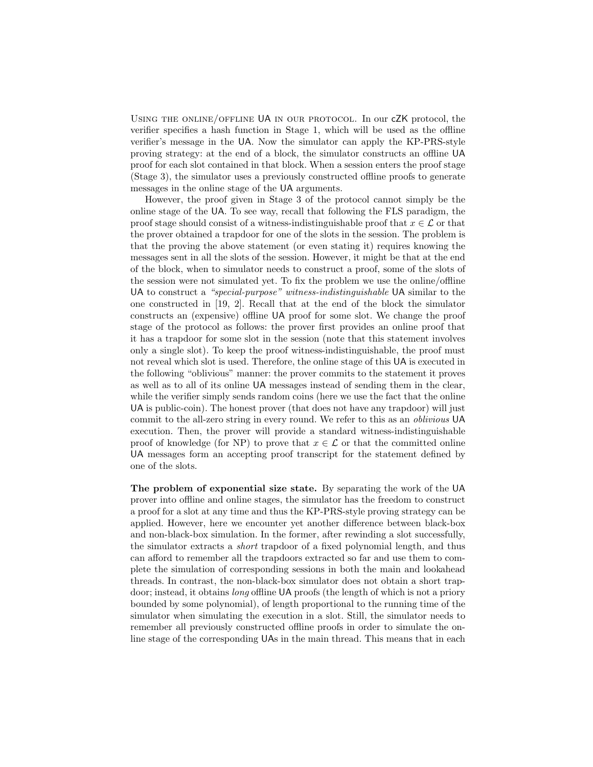Using the online/offline UA in our protocol. In our cZK protocol, the verifier specifies a hash function in Stage 1, which will be used as the offline verifier's message in the UA. Now the simulator can apply the KP-PRS-style proving strategy: at the end of a block, the simulator constructs an offline UA proof for each slot contained in that block. When a session enters the proof stage (Stage 3), the simulator uses a previously constructed offline proofs to generate messages in the online stage of the UA arguments.

However, the proof given in Stage 3 of the protocol cannot simply be the online stage of the UA. To see way, recall that following the FLS paradigm, the proof stage should consist of a witness-indistinguishable proof that $x \in \mathcal{L}$ or that the prover obtained a trapdoor for one of the slots in the session. The problem is that the proving the above statement (or even stating it) requires knowing the messages sent in all the slots of the session. However, it might be that at the end of the block, when to simulator needs to construct a proof, some of the slots of the session were not simulated yet. To fix the problem we use the online/offline UA to construct a *"special-purpose" witness-indistinguishable* UA similar to the one constructed in [19, 2]. Recall that at the end of the block the simulator constructs an (expensive) offline UA proof for some slot. We change the proof stage of the protocol as follows: the prover first provides an online proof that it has a trapdoor for some slot in the session (note that this statement involves only a single slot). To keep the proof witness-indistinguishable, the proof must not reveal which slot is used. Therefore, the online stage of this UA is executed in the following "oblivious" manner: the prover commits to the statement it proves as well as to all of its online UA messages instead of sending them in the clear, while the verifier simply sends random coins (here we use the fact that the online UA is public-coin). The honest prover (that does not have any trapdoor) will just commit to the all-zero string in every round. We refer to this as an *oblivious* UA execution. Then, the prover will provide a standard witness-indistinguishable proof of knowledge (for NP) to prove that $x \in \mathcal{L}$ or that the committed online UA messages form an accepting proof transcript for the statement defined by one of the slots.

**The problem of exponential size state.** By separating the work of the UA prover into offline and online stages, the simulator has the freedom to construct a proof for a slot at any time and thus the KP-PRS-style proving strategy can be applied. However, here we encounter yet another difference between black-box and non-black-box simulation. In the former, after rewinding a slot successfully, the simulator extracts a *short* trapdoor of a fixed polynomial length, and thus can afford to remember all the trapdoors extracted so far and use them to complete the simulation of corresponding sessions in both the main and lookahead threads. In contrast, the non-black-box simulator does not obtain a short trapdoor; instead, it obtains *long* offline UA proofs (the length of which is not a priory bounded by some polynomial), of length proportional to the running time of the simulator when simulating the execution in a slot. Still, the simulator needs to remember all previously constructed offline proofs in order to simulate the online stage of the corresponding UAs in the main thread. This means that in each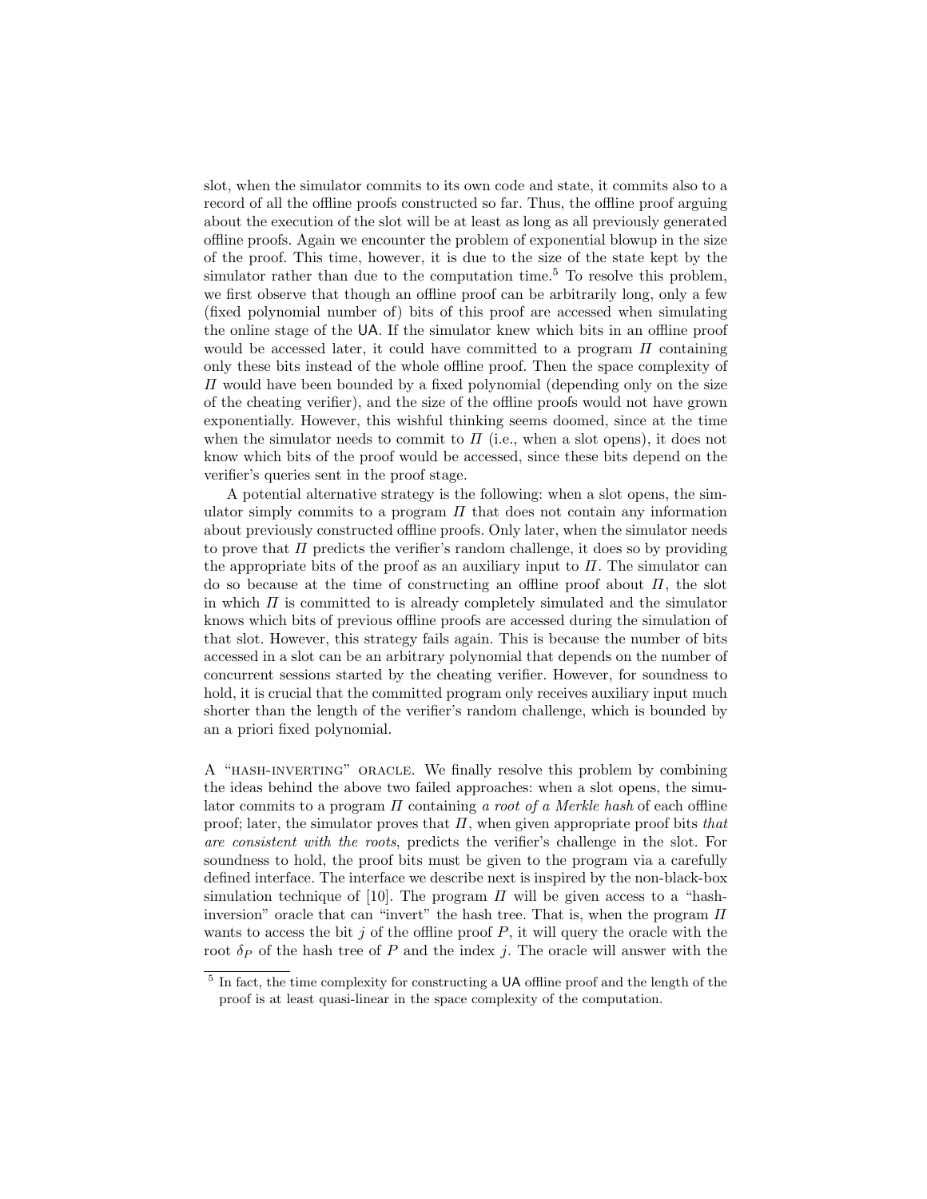slot, when the simulator commits to its own code and state, it commits also to a record of all the offline proofs constructed so far. Thus, the offline proof arguing about the execution of the slot will be at least as long as all previously generated offline proofs. Again we encounter the problem of exponential blowup in the size of the proof. This time, however, it is due to the size of the state kept by the simulator rather than due to the computation time.[5] To resolve this problem, we first observe that though an offline proof can be arbitrarily long, only a few (fixed polynomial number of) bits of this proof are accessed when simulating the online stage of the UA. If the simulator knew which bits in an offline proof would be accessed later, it could have committed to a program $\Pi$ containing only these bits instead of the whole offline proof. Then the space complexity of $\Pi$ would have been bounded by a fixed polynomial (depending only on the size of the cheating verifier), and the size of the offline proofs would not have grown exponentially. However, this wishful thinking seems doomed, since at the time when the simulator needs to commit to $\Pi$ (i.e., when a slot opens), it does not know which bits of the proof would be accessed, since these bits depend on the verifier's queries sent in the proof stage.

A potential alternative strategy is the following: when a slot opens, the simulator simply commits to a program $\Pi$ that does not contain any information about previously constructed offline proofs. Only later, when the simulator needs to prove that $\Pi$ predicts the verifier's random challenge, it does so by providing the appropriate bits of the proof as an auxiliary input to $\Pi$. The simulator can do so because at the time of constructing an offline proof about $\Pi$, the slot in which $\Pi$ is committed to is already completely simulated and the simulator knows which bits of previous offline proofs are accessed during the simulation of that slot. However, this strategy fails again. This is because the number of bits accessed in a slot can be an arbitrary polynomial that depends on the number of concurrent sessions started by the cheating verifier. However, for soundness to hold, it is crucial that the committed program only receives auxiliary input much shorter than the length of the verifier's random challenge, which is bounded by an a priori fixed polynomial.

A "HASH-INVERTING" ORACLE. We finally resolve this problem by combining the ideas behind the above two failed approaches: when a slot opens, the simulator commits to a program $\Pi$ containing *a root of a Merkle hash* of each offline proof; later, the simulator proves that $\Pi$, when given appropriate proof bits *that are consistent with the roots*, predicts the verifier's challenge in the slot. For soundness to hold, the proof bits must be given to the program via a carefully defined interface. The interface we describe next is inspired by the non-black-box simulation technique of [10]. The program $\Pi$ will be given access to a "hash-inversion" oracle that can "invert" the hash tree. That is, when the program $\Pi$ wants to access the bit $j$ of the offline proof $P$, it will query the oracle with the root $\delta_P$ of the hash tree of $P$ and the index $j$. The oracle will answer with the

[5] In fact, the time complexity for constructing a UA offline proof and the length of the proof is at least quasi-linear in the space complexity of the computation.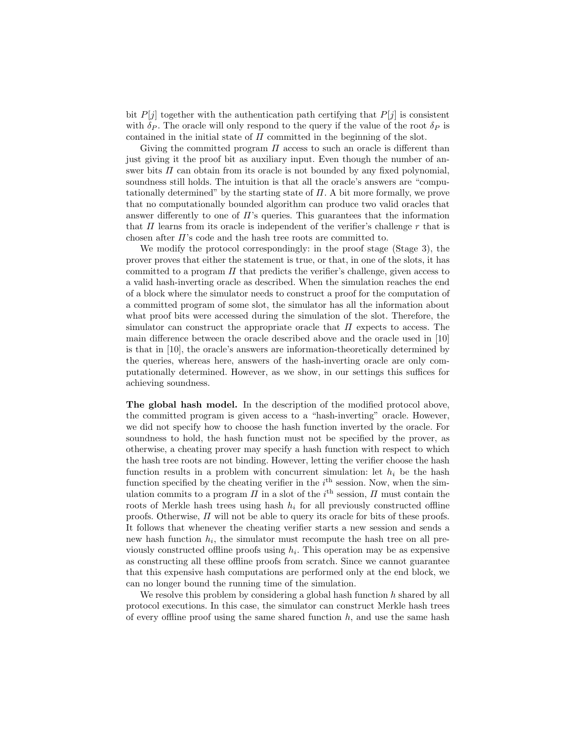bit $P[j]$ together with the authentication path certifying that $P[j]$ is consistent with $\delta_P$. The oracle will only respond to the query if the value of the root $\delta_P$ is contained in the initial state of $\Pi$ committed in the beginning of the slot.

Giving the committed program $\Pi$ access to such an oracle is different than just giving it the proof bit as auxiliary input. Even though the number of answer bits $\Pi$ can obtain from its oracle is not bounded by any fixed polynomial, soundness still holds. The intuition is that all the oracle's answers are "computationally determined" by the starting state of $\Pi$. A bit more formally, we prove that no computationally bounded algorithm can produce two valid oracles that answer differently to one of $\Pi$'s queries. This guarantees that the information that $\Pi$ learns from its oracle is independent of the verifier's challenge $r$ that is chosen after $\Pi$'s code and the hash tree roots are committed to.

We modify the protocol correspondingly: in the proof stage (Stage 3), the prover proves that either the statement is true, or that, in one of the slots, it has committed to a program $\Pi$ that predicts the verifier's challenge, given access to a valid hash-inverting oracle as described. When the simulation reaches the end of a block where the simulator needs to construct a proof for the computation of a committed program of some slot, the simulator has all the information about what proof bits were accessed during the simulation of the slot. Therefore, the simulator can construct the appropriate oracle that $\Pi$ expects to access. The main difference between the oracle described above and the oracle used in [10] is that in [10], the oracle's answers are information-theoretically determined by the queries, whereas here, answers of the hash-inverting oracle are only computationally determined. However, as we show, in our settings this suffices for achieving soundness.

**The global hash model.** In the description of the modified protocol above, the committed program is given access to a "hash-inverting" oracle. However, we did not specify how to choose the hash function inverted by the oracle. For soundness to hold, the hash function must not be specified by the prover, as otherwise, a cheating prover may specify a hash function with respect to which the hash tree roots are not binding. However, letting the verifier choose the hash function results in a problem with concurrent simulation: let $h_i$ be the hash function specified by the cheating verifier in the $i^{\text{th}}$ session. Now, when the simulation commits to a program $\Pi$ in a slot of the $i^{\text{th}}$ session, $\Pi$ must contain the roots of Merkle hash trees using hash $h_i$ for all previously constructed offline proofs. Otherwise, $\Pi$ will not be able to query its oracle for bits of these proofs. It follows that whenever the cheating verifier starts a new session and sends a new hash function $h_i$, the simulator must recompute the hash tree on all previously constructed offline proofs using $h_i$. This operation may be as expensive as constructing all these offline proofs from scratch. Since we cannot guarantee that this expensive hash computations are performed only at the end block, we can no longer bound the running time of the simulation.

We resolve this problem by considering a global hash function $h$ shared by all protocol executions. In this case, the simulator can construct Merkle hash trees of every offline proof using the same shared function $h$, and use the same hash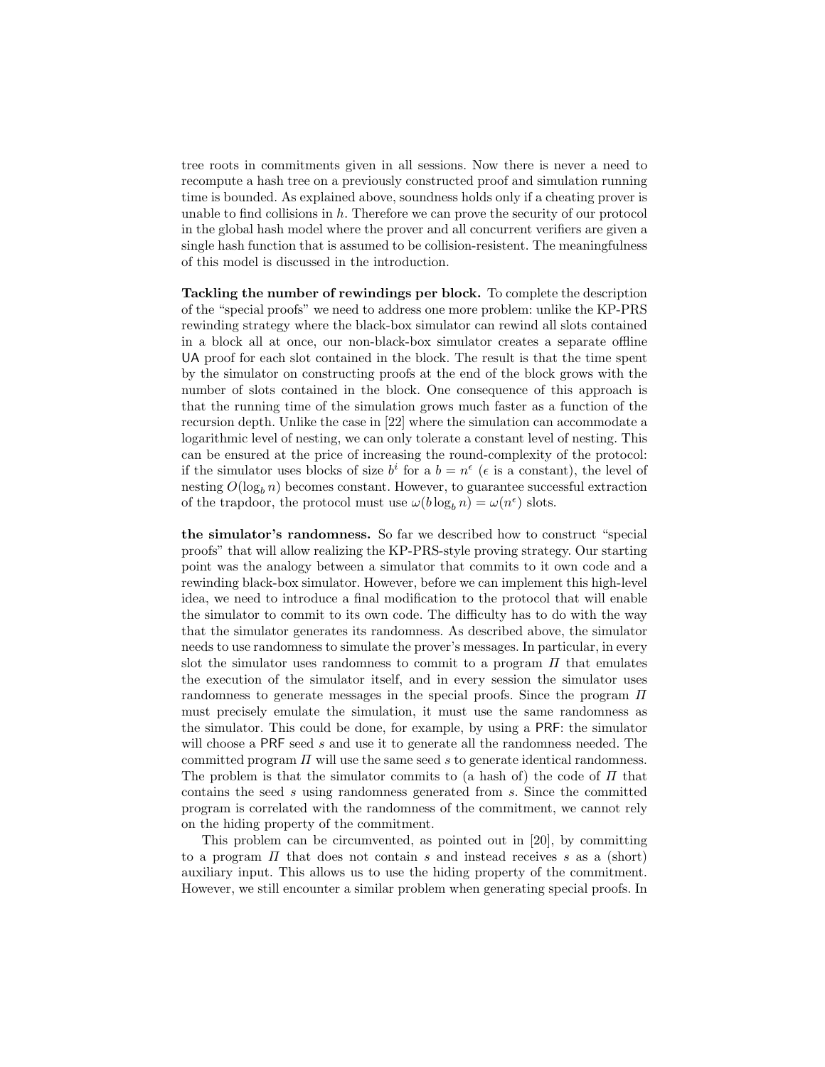tree roots in commitments given in all sessions. Now there is never a need to recompute a hash tree on a previously constructed proof and simulation running time is bounded. As explained above, soundness holds only if a cheating prover is unable to find collisions in $h$. Therefore we can prove the security of our protocol in the global hash model where the prover and all concurrent verifiers are given a single hash function that is assumed to be collision-resistent. The meaningfulness of this model is discussed in the introduction.

**Tackling the number of rewindings per block.** To complete the description of the "special proofs" we need to address one more problem: unlike the KP-PRS rewinding strategy where the black-box simulator can rewind all slots contained in a block all at once, our non-black-box simulator creates a separate offline UA proof for each slot contained in the block. The result is that the time spent by the simulator on constructing proofs at the end of the block grows with the number of slots contained in the block. One consequence of this approach is that the running time of the simulation grows much faster as a function of the recursion depth. Unlike the case in [22] where the simulation can accommodate a logarithmic level of nesting, we can only tolerate a constant level of nesting. This can be ensured at the price of increasing the round-complexity of the protocol: if the simulator uses blocks of size $b^i$ for a $b = n^\epsilon$ ($\epsilon$ is a constant), the level of nesting $O(\log_b n)$ becomes constant. However, to guarantee successful extraction of the trapdoor, the protocol must use $\omega(b \log_b n) = \omega(n^\epsilon)$ slots.

**the simulator's randomness.** So far we described how to construct "special proofs" that will allow realizing the KP-PRS-style proving strategy. Our starting point was the analogy between a simulator that commits to it own code and a rewinding black-box simulator. However, before we can implement this high-level idea, we need to introduce a final modification to the protocol that will enable the simulator to commit to its own code. The difficulty has to do with the way that the simulator generates its randomness. As described above, the simulator needs to use randomness to simulate the prover's messages. In particular, in every slot the simulator uses randomness to commit to a program $\Pi$ that emulates the execution of the simulator itself, and in every session the simulator uses randomness to generate messages in the special proofs. Since the program $\Pi$ must precisely emulate the simulation, it must use the same randomness as the simulator. This could be done, for example, by using a PRF: the simulator will choose a PRF seed $s$ and use it to generate all the randomness needed. The committed program $\Pi$ will use the same seed $s$ to generate identical randomness. The problem is that the simulator commits to (a hash of) the code of $\Pi$ that contains the seed $s$ using randomness generated from $s$. Since the committed program is correlated with the randomness of the commitment, we cannot rely on the hiding property of the commitment.

This problem can be circumvented, as pointed out in [20], by committing to a program $\Pi$ that does not contain $s$ and instead receives $s$ as a (short) auxiliary input. This allows us to use the hiding property of the commitment. However, we still encounter a similar problem when generating special proofs. In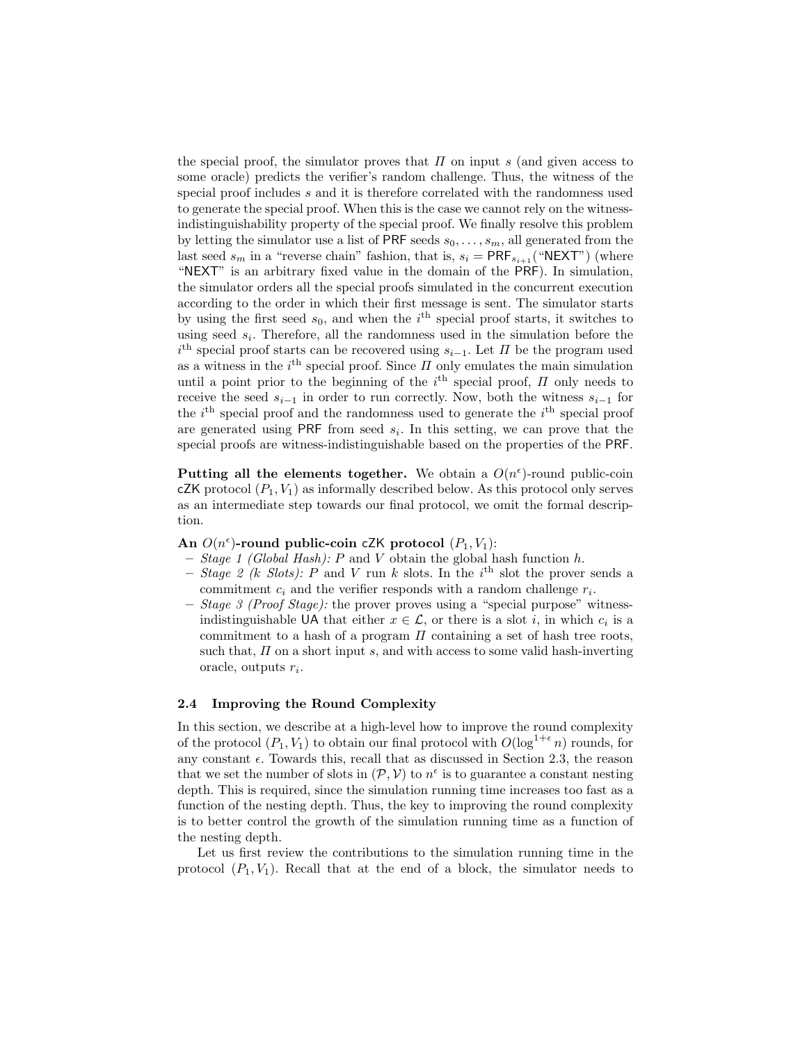the special proof, the simulator proves that $\Pi$ on input $s$ (and given access to some oracle) predicts the verifier's random challenge. Thus, the witness of the special proof includes $s$ and it is therefore correlated with the randomness used to generate the special proof. When this is the case we cannot rely on the witness-indistinguishability property of the special proof. We finally resolve this problem by letting the simulator use a list of PRF seeds $s_0, \ldots, s_m$, all generated from the last seed $s_m$ in a "reverse chain" fashion, that is, $s_i = \mathsf{PRF}_{s_{i+1}}(\text{“}\mathsf{NEXT}\text{”})$ (where "NEXT" is an arbitrary fixed value in the domain of the PRF). In simulation, the simulator orders all the special proofs simulated in the concurrent execution according to the order in which their first message is sent. The simulator starts by using the first seed $s_0$, and when the $i^{\text{th}}$ special proof starts, it switches to using seed $s_i$. Therefore, all the randomness used in the simulation before the $i^{\text{th}}$ special proof starts can be recovered using $s_{i-1}$. Let $\Pi$ be the program used as a witness in the $i^{\text{th}}$ special proof. Since $\Pi$ only emulates the main simulation until a point prior to the beginning of the $i^{\text{th}}$ special proof, $\Pi$ only needs to receive the seed $s_{i-1}$ in order to run correctly. Now, both the witness $s_{i-1}$ for the $i^{\text{th}}$ special proof and the randomness used to generate the $i^{\text{th}}$ special proof are generated using PRF from seed $s_i$. In this setting, we can prove that the special proofs are witness-indistinguishable based on the properties of the PRF.

**Putting all the elements together.** We obtain a $O(n^{\epsilon})$-round public-coin cZK protocol $(P_1, V_1)$ as informally described below. As this protocol only serves as an intermediate step towards our final protocol, we omit the formal description.

**An $O(n^{\epsilon})$-round public-coin cZK protocol $(P_1, V_1)$:**

- *Stage 1 (Global Hash):* $P$ and $V$ obtain the global hash function $h$.
- *Stage 2 ($k$ Slots):* $P$ and $V$ run $k$ slots. In the $i^{\text{th}}$ slot the prover sends a commitment $c_i$ and the verifier responds with a random challenge $r_i$.
- *Stage 3 (Proof Stage):* the prover proves using a "special purpose" witness-indistinguishable UA that either $x \in \mathcal{L}$, or there is a slot $i$, in which $c_i$ is a commitment to a hash of a program $\Pi$ containing a set of hash tree roots, such that, $\Pi$ on a short input $s$, and with access to some valid hash-inverting oracle, outputs $r_i$.

### 2.4 Improving the Round Complexity

In this section, we describe at a high-level how to improve the round complexity of the protocol $(P_1, V_1)$ to obtain our final protocol with $O(\log^{1+\epsilon} n)$ rounds, for any constant $\epsilon$. Towards this, recall that as discussed in Section 2.3, the reason that we set the number of slots in $(\mathcal{P}, \mathcal{V})$ to $n^{\epsilon}$ is to guarantee a constant nesting depth. This is required, since the simulation running time increases too fast as a function of the nesting depth. Thus, the key to improving the round complexity is to better control the growth of the simulation running time as a function of the nesting depth.

Let us first review the contributions to the simulation running time in the protocol $(P_1, V_1)$. Recall that at the end of a block, the simulator needs to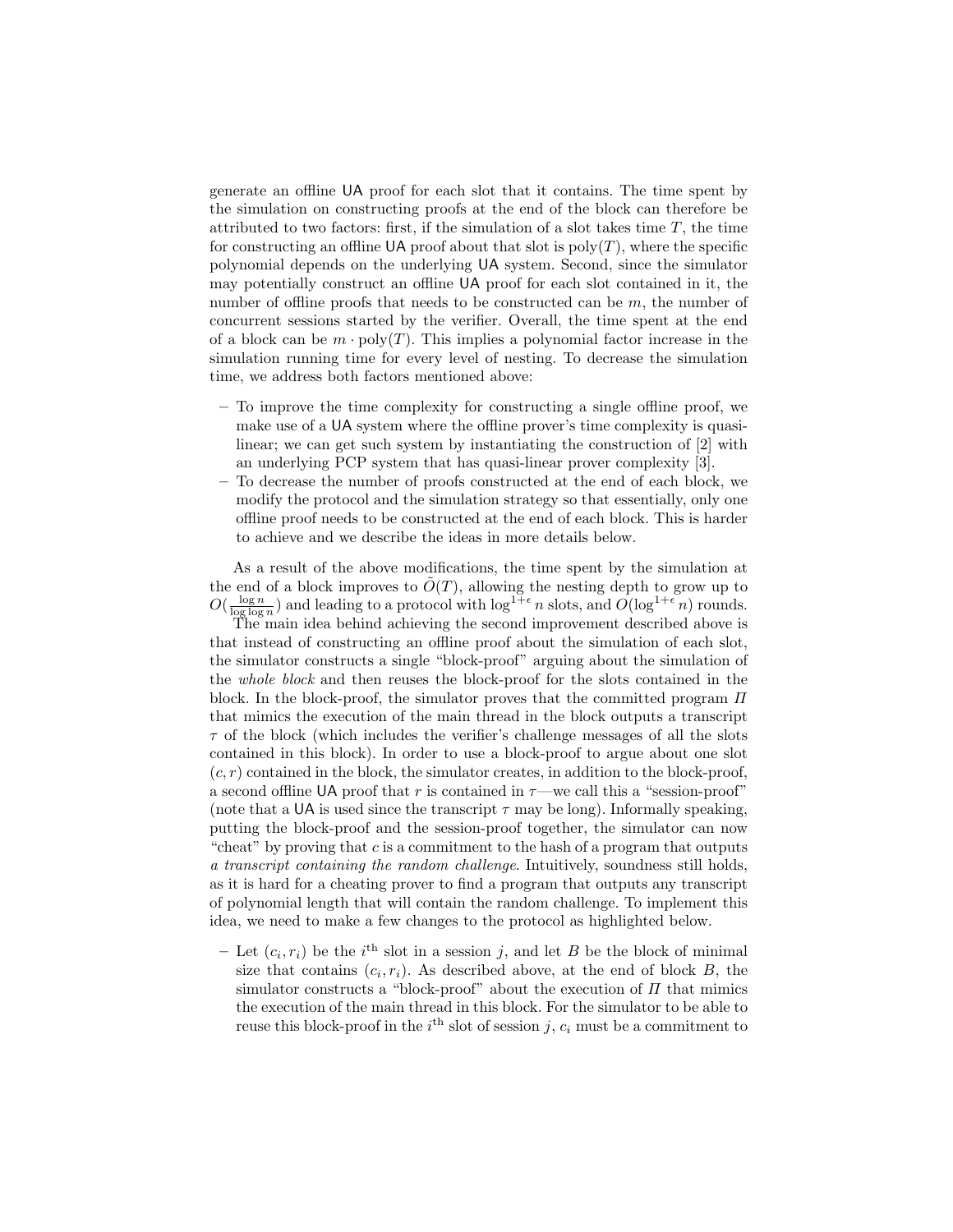generate an offline UA proof for each slot that it contains. The time spent by the simulation on constructing proofs at the end of the block can therefore be attributed to two factors: first, if the simulation of a slot takes time $T$, the time for constructing an offline UA proof about that slot is $\mathrm{poly}(T)$, where the specific polynomial depends on the underlying UA system. Second, since the simulator may potentially construct an offline UA proof for each slot contained in it, the number of offline proofs that needs to be constructed can be $m$, the number of concurrent sessions started by the verifier. Overall, the time spent at the end of a block can be $m \cdot \mathrm{poly}(T)$. This implies a polynomial factor increase in the simulation running time for every level of nesting. To decrease the simulation time, we address both factors mentioned above:

- To improve the time complexity for constructing a single offline proof, we make use of a UA system where the offline prover's time complexity is quasi-linear; we can get such system by instantiating the construction of [2] with an underlying PCP system that has quasi-linear prover complexity [3].
- To decrease the number of proofs constructed at the end of each block, we modify the protocol and the simulation strategy so that essentially, only one offline proof needs to be constructed at the end of each block. This is harder to achieve and we describe the ideas in more details below.

As a result of the above modifications, the time spent by the simulation at the end of a block improves to $\tilde{O}(T)$, allowing the nesting depth to grow up to $O(\frac{\log n}{\log \log n})$ and leading to a protocol with $\log^{1+\epsilon} n$ slots, and $O(\log^{1+\epsilon} n)$ rounds.

The main idea behind achieving the second improvement described above is that instead of constructing an offline proof about the simulation of each slot, the simulator constructs a single "block-proof" arguing about the simulation of the *whole block* and then reuses the block-proof for the slots contained in the block. In the block-proof, the simulator proves that the committed program $\Pi$ that mimics the execution of the main thread in the block outputs a transcript $\tau$ of the block (which includes the verifier's challenge messages of all the slots contained in this block). In order to use a block-proof to argue about one slot $(c, r)$ contained in the block, the simulator creates, in addition to the block-proof, a second offline UA proof that $r$ is contained in $\tau$—we call this a "session-proof" (note that a UA is used since the transcript $\tau$ may be long). Informally speaking, putting the block-proof and the session-proof together, the simulator can now "cheat" by proving that $c$ is a commitment to the hash of a program that outputs *a transcript containing the random challenge*. Intuitively, soundness still holds, as it is hard for a cheating prover to find a program that outputs any transcript of polynomial length that will contain the random challenge. To implement this idea, we need to make a few changes to the protocol as highlighted below.

- Let $(c_i, r_i)$ be the $i^{\text{th}}$ slot in a session $j$, and let $B$ be the block of minimal size that contains $(c_i, r_i)$. As described above, at the end of block $B$, the simulator constructs a "block-proof" about the execution of $\Pi$ that mimics the execution of the main thread in this block. For the simulator to be able to reuse this block-proof in the $i^{\text{th}}$ slot of session $j$, $c_i$ must be a commitment to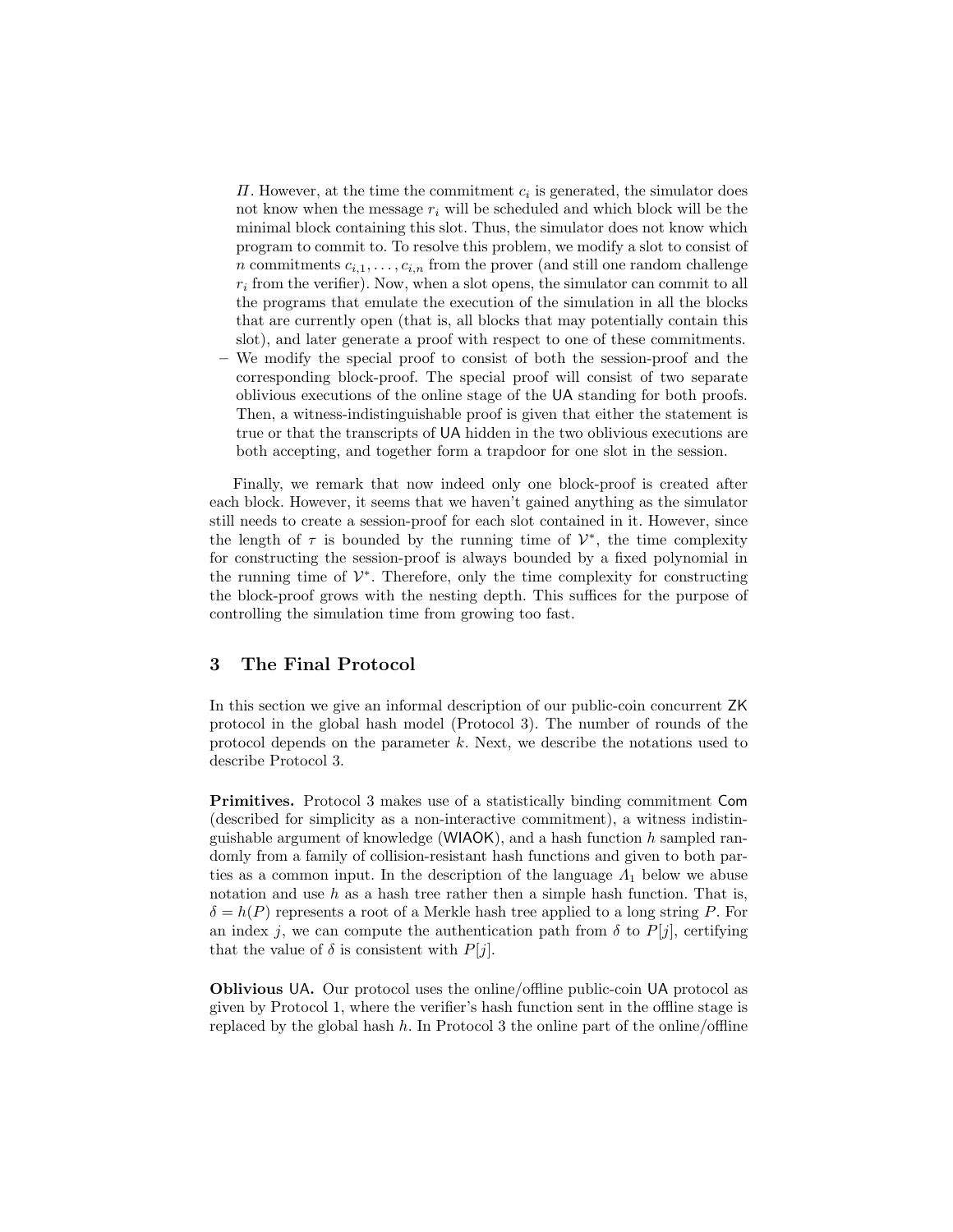$\Pi$. However, at the time the commitment $c_i$ is generated, the simulator does not know when the message $r_i$ will be scheduled and which block will be the minimal block containing this slot. Thus, the simulator does not know which program to commit to. To resolve this problem, we modify a slot to consist of $n$ commitments $c_{i,1}, \ldots, c_{i,n}$ from the prover (and still one random challenge $r_i$ from the verifier). Now, when a slot opens, the simulator can commit to all the programs that emulate the execution of the simulation in all the blocks that are currently open (that is, all blocks that may potentially contain this slot), and later generate a proof with respect to one of these commitments.

– We modify the special proof to consist of both the session-proof and the corresponding block-proof. The special proof will consist of two separate oblivious executions of the online stage of the UA standing for both proofs. Then, a witness-indistinguishable proof is given that either the statement is true or that the transcripts of UA hidden in the two oblivious executions are both accepting, and together form a trapdoor for one slot in the session.

Finally, we remark that now indeed only one block-proof is created after each block. However, it seems that we haven't gained anything as the simulator still needs to create a session-proof for each slot contained in it. However, since the length of $\tau$ is bounded by the running time of $\mathcal{V}^*$, the time complexity for constructing the session-proof is always bounded by a fixed polynomial in the running time of $\mathcal{V}^*$. Therefore, only the time complexity for constructing the block-proof grows with the nesting depth. This suffices for the purpose of controlling the simulation time from growing too fast.

## 3 The Final Protocol

In this section we give an informal description of our public-coin concurrent ZK protocol in the global hash model (Protocol 3). The number of rounds of the protocol depends on the parameter $k$. Next, we describe the notations used to describe Protocol 3.

**Primitives.** Protocol 3 makes use of a statistically binding commitment Com (described for simplicity as a non-interactive commitment), a witness indistinguishable argument of knowledge (WIAOK), and a hash function $h$ sampled randomly from a family of collision-resistant hash functions and given to both parties as a common input. In the description of the language $\Lambda_1$ below we abuse notation and use $h$ as a hash tree rather then a simple hash function. That is, $\delta = h(P)$ represents a root of a Merkle hash tree applied to a long string $P$. For an index $j$, we can compute the authentication path from $\delta$ to $P[j]$, certifying that the value of $\delta$ is consistent with $P[j]$.

**Oblivious UA.** Our protocol uses the online/offline public-coin UA protocol as given by Protocol 1, where the verifier's hash function sent in the offline stage is replaced by the global hash $h$. In Protocol 3 the online part of the online/offline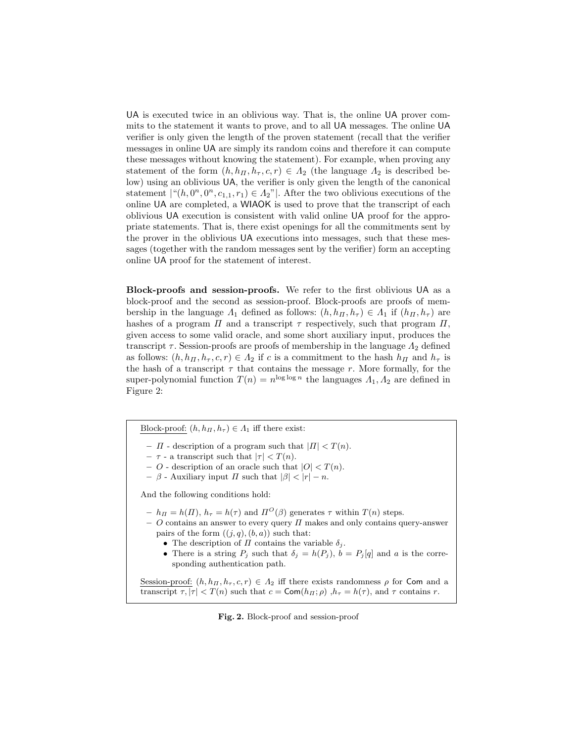UA is executed twice in an oblivious way. That is, the online UA prover commits to the statement it wants to prove, and to all UA messages. The online UA verifier is only given the length of the proven statement (recall that the verifier messages in online UA are simply its random coins and therefore it can compute these messages without knowing the statement). For example, when proving any statement of the form $(h, h_\Pi, h_\tau, c, r) \in \Lambda_2$ (the language $\Lambda_2$ is described below) using an oblivious UA, the verifier is only given the length of the canonical statement $|$"$(h, 0^n, 0^n, c_{1,1}, r_1) \in \Lambda_2$"$|$. After the two oblivious executions of the online UA are completed, a WIAOK is used to prove that the transcript of each oblivious UA execution is consistent with valid online UA proof for the appropriate statements. That is, there exist openings for all the commitments sent by the prover in the oblivious UA executions into messages, such that these messages (together with the random messages sent by the verifier) form an accepting online UA proof for the statement of interest.

**Block-proofs and session-proofs.** We refer to the first oblivious UA as a block-proof and the second as session-proof. Block-proofs are proofs of membership in the language $\Lambda_1$ defined as follows: $(h, h_\Pi, h_\tau) \in \Lambda_1$ if $(h_\Pi, h_\tau)$ are hashes of a program $\Pi$ and a transcript $\tau$ respectively, such that program $\Pi$, given access to some valid oracle, and some short auxiliary input, produces the transcript $\tau$. Session-proofs are proofs of membership in the language $\Lambda_2$ defined as follows: $(h, h_\Pi, h_\tau, c, r) \in \Lambda_2$ if $c$ is a commitment to the hash $h_\Pi$ and $h_\tau$ is the hash of a transcript $\tau$ that contains the message $r$. More formally, for the super-polynomial function $T(n) = n^{\log \log n}$ the languages $\Lambda_1, \Lambda_2$ are defined in Figure 2:

Block-proof: $(h, h_\Pi, h_\tau) \in \Lambda_1$ iff there exist:

- $\Pi$ - description of a program such that $|\Pi| < T(n)$.
- $\tau$ - a transcript such that $|\tau| < T(n)$.
- $O$ - description of an oracle such that $|O| < T(n)$.
- $\beta$ - Auxiliary input $\Pi$ such that $|\beta| < |r| - n$.

And the following conditions hold:

- $h_\Pi = h(\Pi)$, $h_\tau = h(\tau)$ and $\Pi^O(\beta)$ generates $\tau$ within $T(n)$ steps.
- $O$ contains an answer to every query $\Pi$ makes and only contains query-answer pairs of the form $((j, q), (b, a))$ such that:
  - The description of $\Pi$ contains the variable $\delta_j$.
  - There is a string $P_j$ such that $\delta_j = h(P_j)$, $b = P_j[q]$ and $a$ is the corresponding authentication path.

Session-proof: $(h, h_\Pi, h_\tau, c, r) \in \Lambda_2$ iff there exists randomness $\rho$ for Com and a transcript $\tau, |\tau| < T(n)$ such that $c = \mathsf{Com}(h_\Pi; \rho)$ ,$h_\tau = h(\tau)$, and $\tau$ contains $r$.

**Fig. 2.** Block-proof and session-proof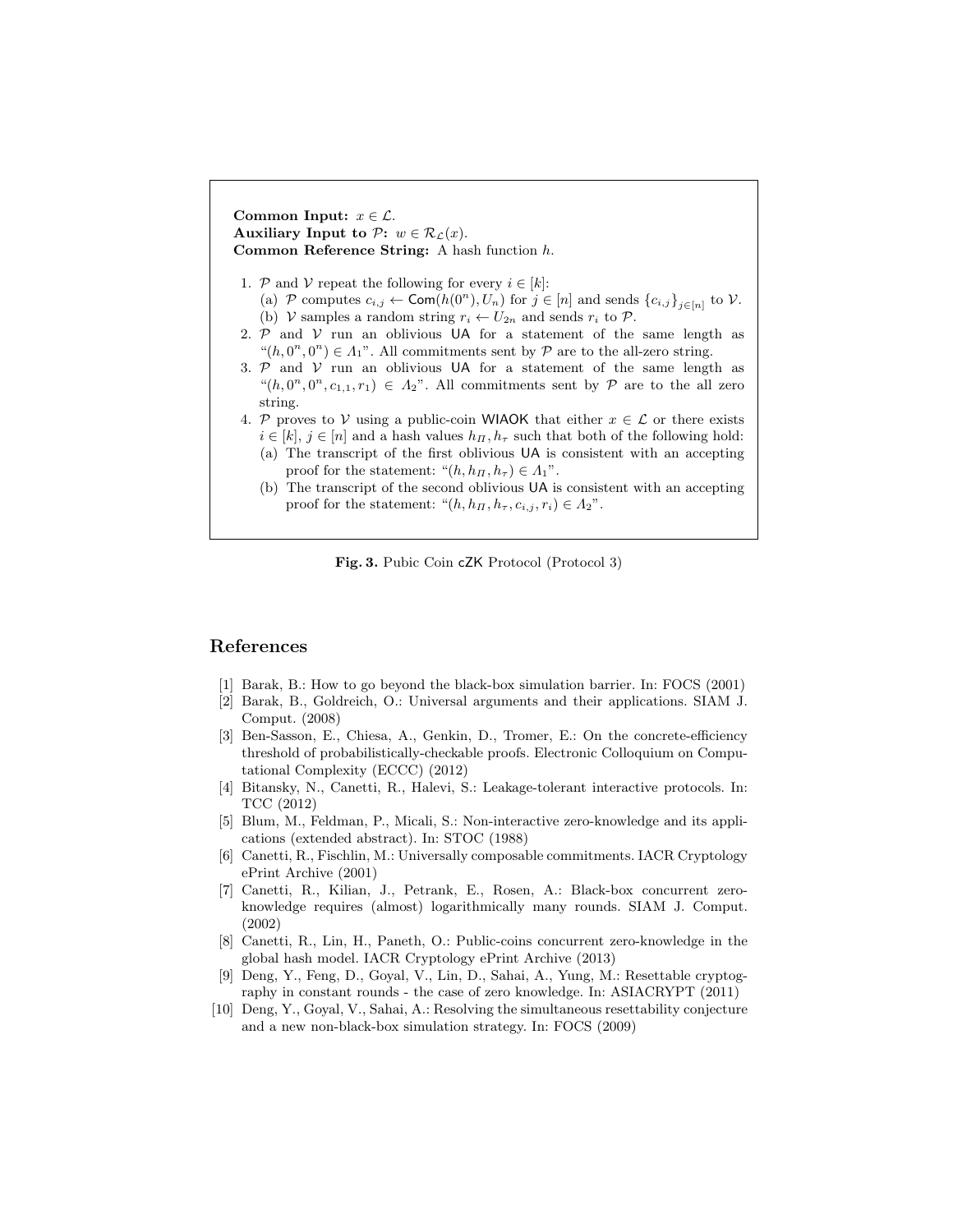**Common Input:** $x \in \mathcal{L}$.
**Auxiliary Input to $\mathcal{P}$:** $w \in \mathcal{R}_{\mathcal{L}}(x)$.
**Common Reference String:** A hash function $h$.

1. $\mathcal{P}$ and $\mathcal{V}$ repeat the following for every $i \in [k]$:
   (a) $\mathcal{P}$ computes $c_{i,j} \leftarrow \mathsf{Com}(h(0^n), U_n)$ for $j \in [n]$ and sends $\{c_{i,j}\}_{j \in [n]}$ to $\mathcal{V}$.
   (b) $\mathcal{V}$ samples a random string $r_i \leftarrow U_{2n}$ and sends $r_i$ to $\mathcal{P}$.
2. $\mathcal{P}$ and $\mathcal{V}$ run an oblivious $\mathsf{UA}$ for a statement of the same length as "$(h, 0^n, 0^n) \in \Lambda_1$". All commitments sent by $\mathcal{P}$ are to the all-zero string.
3. $\mathcal{P}$ and $\mathcal{V}$ run an oblivious $\mathsf{UA}$ for a statement of the same length as "$(h, 0^n, 0^n, c_{1,1}, r_1) \in \Lambda_2$". All commitments sent by $\mathcal{P}$ are to the all zero string.
4. $\mathcal{P}$ proves to $\mathcal{V}$ using a public-coin $\mathsf{WIAOK}$ that either $x \in \mathcal{L}$ or there exists $i \in [k]$, $j \in [n]$ and a hash values $h_\Pi, h_\tau$ such that both of the following hold:
   (a) The transcript of the first oblivious $\mathsf{UA}$ is consistent with an accepting proof for the statement: "$(h, h_\Pi, h_\tau) \in \Lambda_1$".
   (b) The transcript of the second oblivious $\mathsf{UA}$ is consistent with an accepting proof for the statement: "$(h, h_\Pi, h_\tau, c_{i,j}, r_i) \in \Lambda_2$".

**Fig. 3.** Pubic Coin $\mathsf{cZK}$ Protocol (Protocol 3)

## References

[1] Barak, B.: How to go beyond the black-box simulation barrier. In: FOCS (2001)
[2] Barak, B., Goldreich, O.: Universal arguments and their applications. SIAM J. Comput. (2008)
[3] Ben-Sasson, E., Chiesa, A., Genkin, D., Tromer, E.: On the concrete-efficiency threshold of probabilistically-checkable proofs. Electronic Colloquium on Computational Complexity (ECCC) (2012)
[4] Bitansky, N., Canetti, R., Halevi, S.: Leakage-tolerant interactive protocols. In: TCC (2012)
[5] Blum, M., Feldman, P., Micali, S.: Non-interactive zero-knowledge and its applications (extended abstract). In: STOC (1988)
[6] Canetti, R., Fischlin, M.: Universally composable commitments. IACR Cryptology ePrint Archive (2001)
[7] Canetti, R., Kilian, J., Petrank, E., Rosen, A.: Black-box concurrent zero-knowledge requires (almost) logarithmically many rounds. SIAM J. Comput. (2002)
[8] Canetti, R., Lin, H., Paneth, O.: Public-coins concurrent zero-knowledge in the global hash model. IACR Cryptology ePrint Archive (2013)
[9] Deng, Y., Feng, D., Goyal, V., Lin, D., Sahai, A., Yung, M.: Resettable cryptography in constant rounds - the case of zero knowledge. In: ASIACRYPT (2011)
[10] Deng, Y., Goyal, V., Sahai, A.: Resolving the simultaneous resettability conjecture and a new non-black-box simulation strategy. In: FOCS (2009)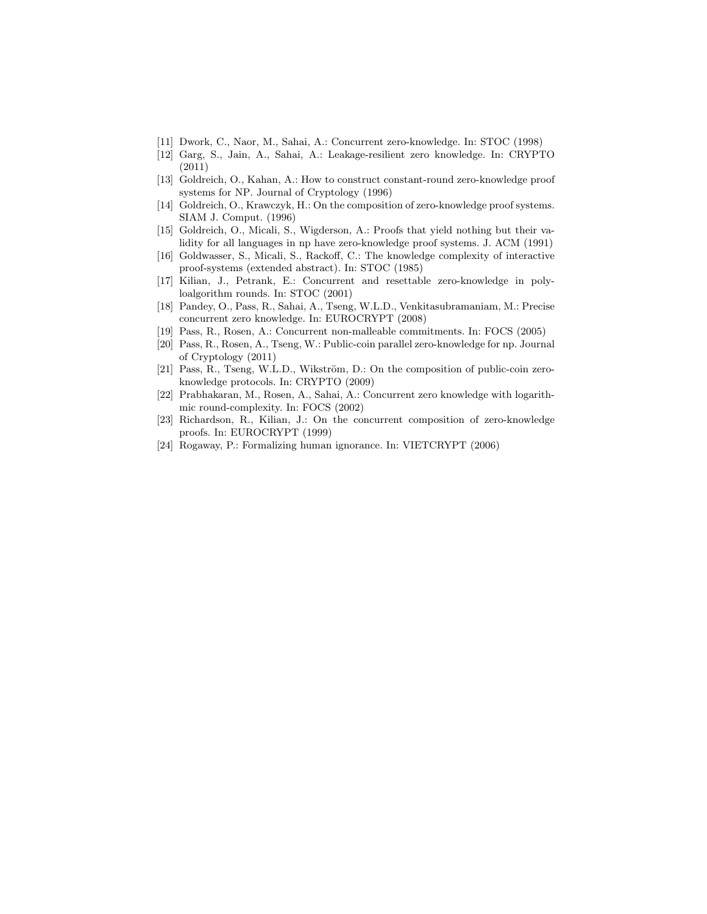[11] Dwork, C., Naor, M., Sahai, A.: Concurrent zero-knowledge. In: STOC (1998)

[12] Garg, S., Jain, A., Sahai, A.: Leakage-resilient zero knowledge. In: CRYPTO (2011)

[13] Goldreich, O., Kahan, A.: How to construct constant-round zero-knowledge proof systems for NP. Journal of Cryptology (1996)

[14] Goldreich, O., Krawczyk, H.: On the composition of zero-knowledge proof systems. SIAM J. Comput. (1996)

[15] Goldreich, O., Micali, S., Wigderson, A.: Proofs that yield nothing but their validity for all languages in np have zero-knowledge proof systems. J. ACM (1991)

[16] Goldwasser, S., Micali, S., Rackoff, C.: The knowledge complexity of interactive proof-systems (extended abstract). In: STOC (1985)

[17] Kilian, J., Petrank, E.: Concurrent and resettable zero-knowledge in polyloalgorithm rounds. In: STOC (2001)

[18] Pandey, O., Pass, R., Sahai, A., Tseng, W.L.D., Venkitasubramaniam, M.: Precise concurrent zero knowledge. In: EUROCRYPT (2008)

[19] Pass, R., Rosen, A.: Concurrent non-malleable commitments. In: FOCS (2005)

[20] Pass, R., Rosen, A., Tseng, W.: Public-coin parallel zero-knowledge for np. Journal of Cryptology (2011)

[21] Pass, R., Tseng, W.L.D., Wikström, D.: On the composition of public-coin zero-knowledge protocols. In: CRYPTO (2009)

[22] Prabhakaran, M., Rosen, A., Sahai, A.: Concurrent zero knowledge with logarithmic round-complexity. In: FOCS (2002)

[23] Richardson, R., Kilian, J.: On the concurrent composition of zero-knowledge proofs. In: EUROCRYPT (1999)

[24] Rogaway, P.: Formalizing human ignorance. In: VIETCRYPT (2006)